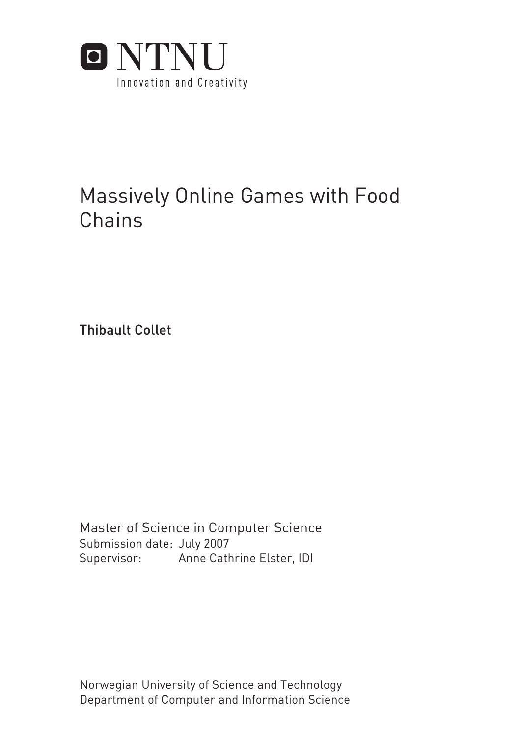NTNU

Innovation and Creativity

# Massively Online Games with Food Chains

Thibault Collet

Master of Science in Computer Science
Submission date: July 2007
Supervisor: Anne Cathrine Elster, IDI

Norwegian University of Science and Technology
Department of Computer and Information Science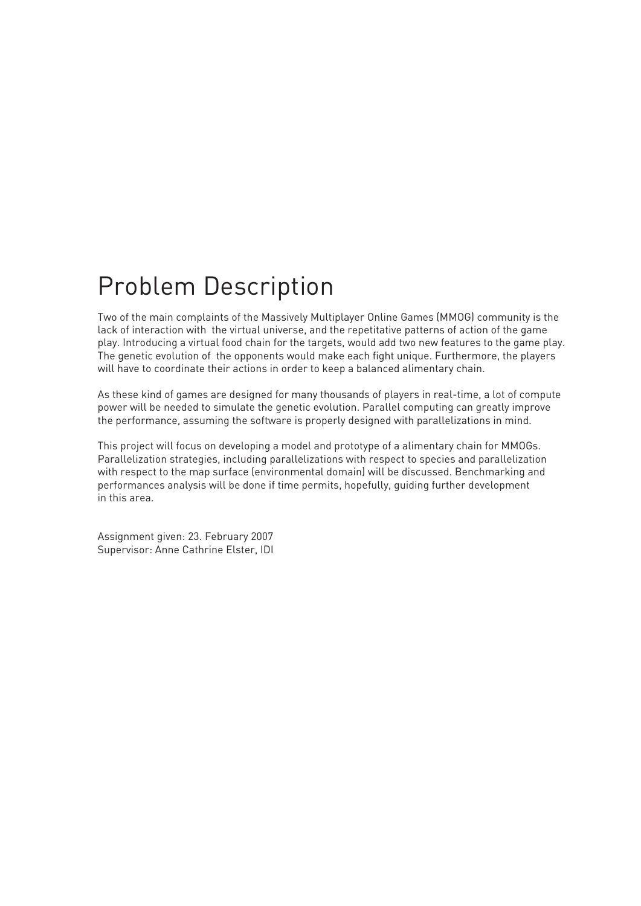# Problem Description

Two of the main complaints of the Massively Multiplayer Online Games (MMOG) community is the lack of interaction with the virtual universe, and the repetatative patterns of action of the game play. Introducing a virtual food chain for the targets, would add two new features to the game play. The genetic evolution of the opponents would make each fight unique. Furthermore, the players will have to coordinate their actions in order to keep a balanced alimentary chain.

As these kind of games are designed for many thousands of players in real-time, a lot of compute power will be needed to simulate the genetic evolution. Parallel computing can greatly improve the performance, assuming the software is properly designed with parallelizations in mind.

This project will focus on developing a model and prototype of a alimentary chain for MMOGs. Parallelization strategies, including parallelizations with respect to species and parallelization with respect to the map surface (environmental domain) will be discussed. Benchmarking and performances analysis will be done if time permits, hopefully, guiding further development in this area.

Assignment given: 23. February 2007
Supervisor: Anne Cathrine Elster, IDI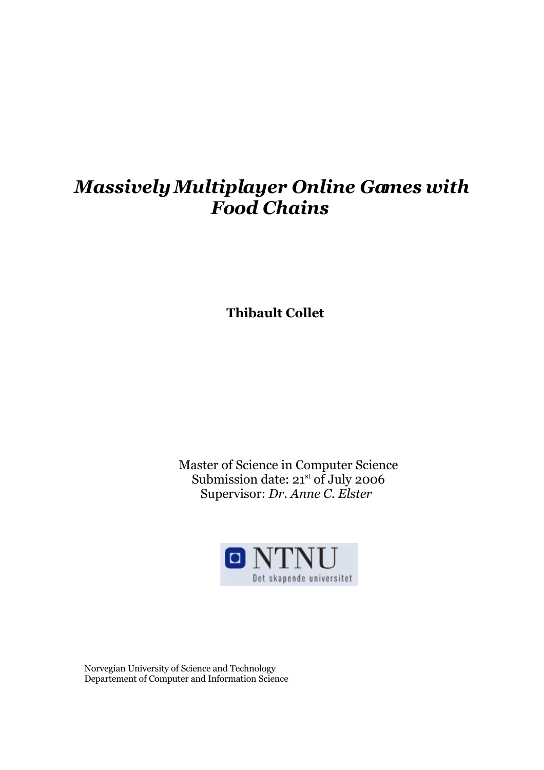# *Massively Multiplayer Online Games with Food Chains*

**Thibault Collet**

Master of Science in Computer Science
Submission date: 21st of July 2006
Supervisor: *Dr. Anne C. Elster*

NTNU
Det skapende universitet

Norvegian University of Science and Technology
Departement of Computer and Information Science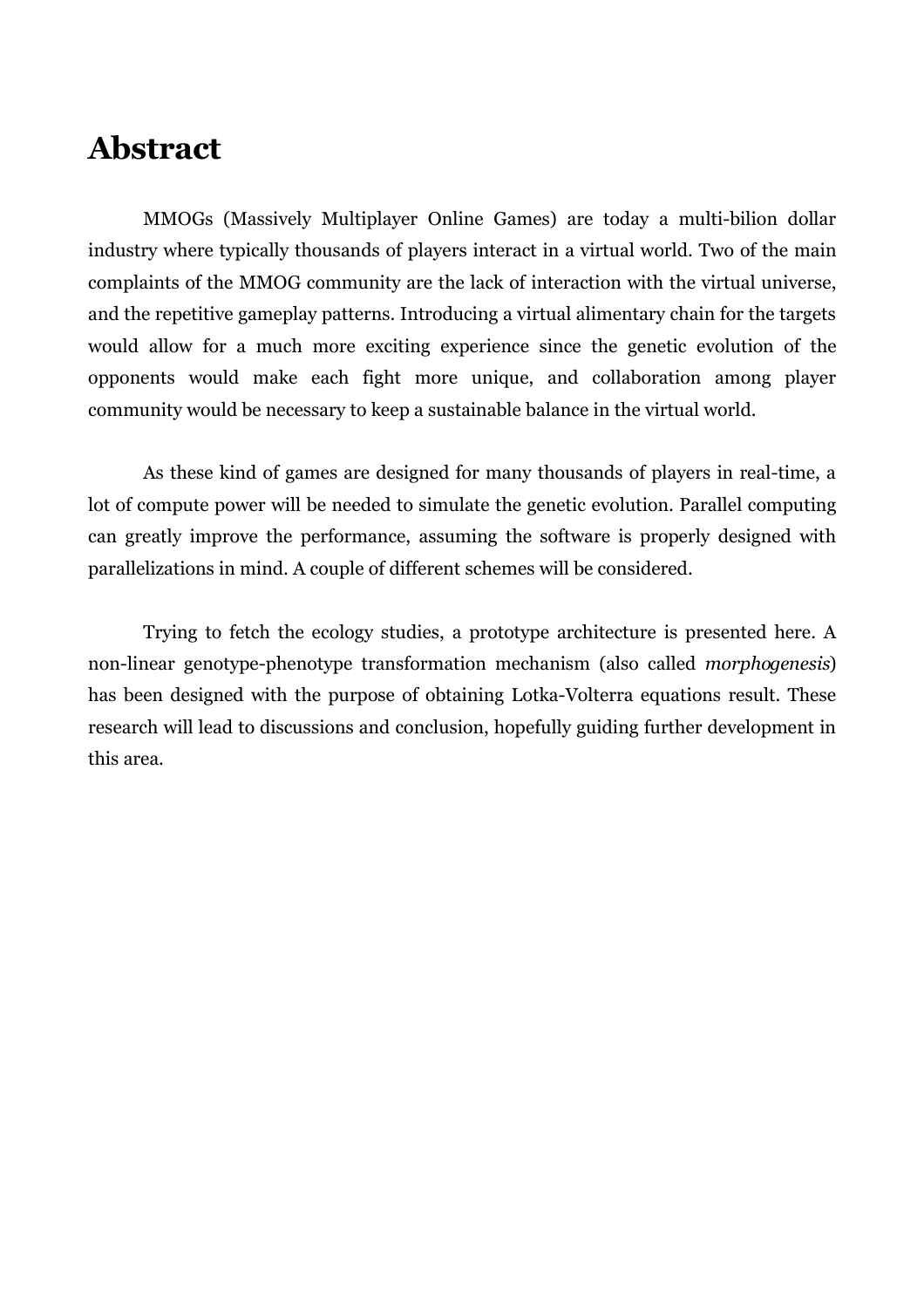# Abstract

MMOGs (Massively Multiplayer Online Games) are today a multi-bilion dollar industry where typically thousands of players interact in a virtual world. Two of the main complaints of the MMOG community are the lack of interaction with the virtual universe, and the repetitive gameplay patterns. Introducing a virtual alimentary chain for the targets would allow for a much more exciting experience since the genetic evolution of the opponents would make each fight more unique, and collaboration among player community would be necessary to keep a sustainable balance in the virtual world.

As these kind of games are designed for many thousands of players in real-time, a lot of compute power will be needed to simulate the genetic evolution. Parallel computing can greatly improve the performance, assuming the software is properly designed with parallelizations in mind. A couple of different schemes will be considered.

Trying to fetch the ecology studies, a prototype architecture is presented here. A non-linear genotype-phenotype transformation mechanism (also called *morphogenesis*) has been designed with the purpose of obtaining Lotka-Volterra equations result. These research will lead to discussions and conclusion, hopefully guiding further development in this area.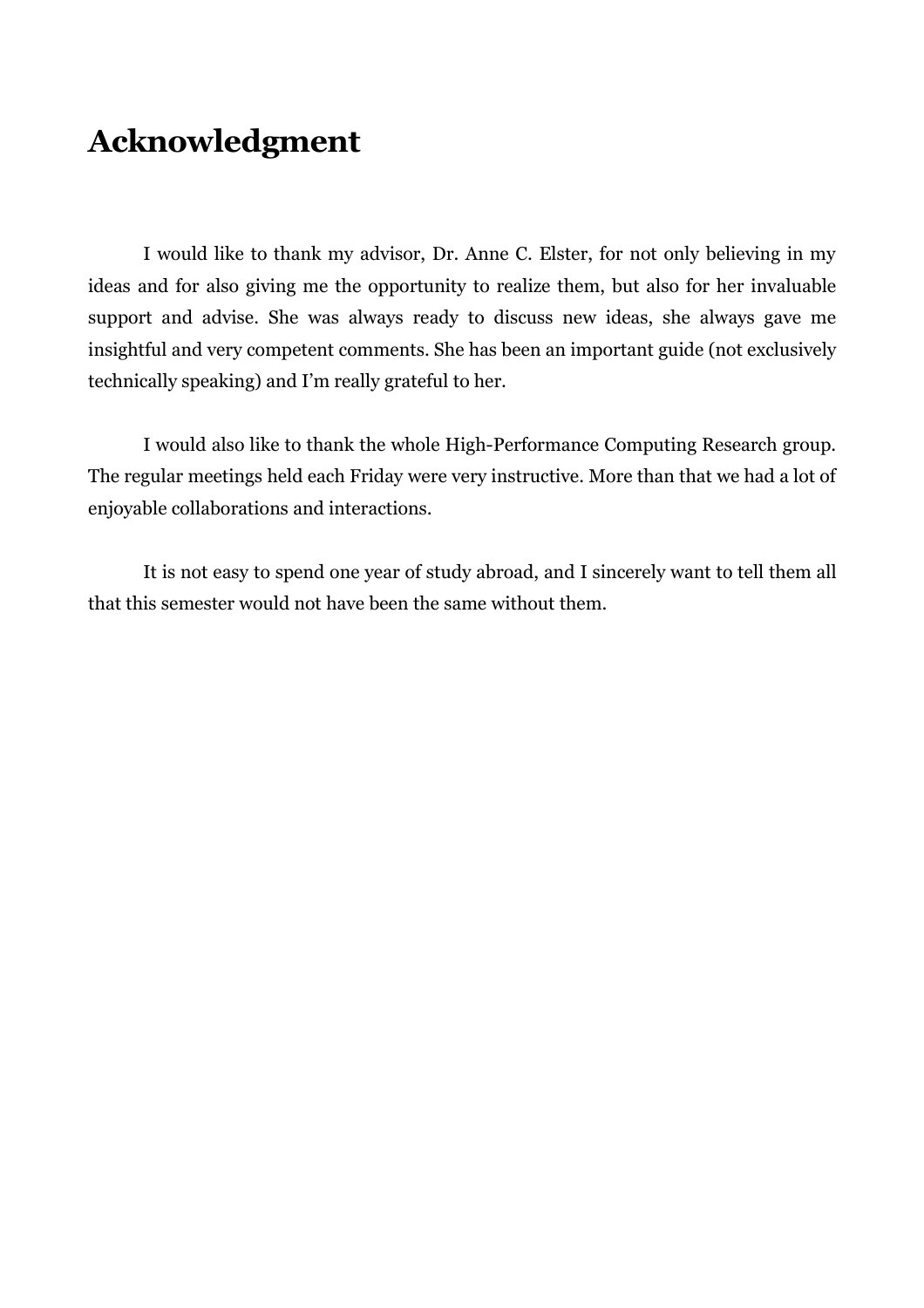# Acknowledgment

I would like to thank my advisor, Dr. Anne C. Elster, for not only believing in my ideas and for also giving me the opportunity to realize them, but also for her invaluable support and advise. She was always ready to discuss new ideas, she always gave me insightful and very competent comments. She has been an important guide (not exclusively technically speaking) and I'm really grateful to her.

I would also like to thank the whole High-Performance Computing Research group. The regular meetings held each Friday were very instructive. More than that we had a lot of enjoyable collaborations and interactions.

It is not easy to spend one year of study abroad, and I sincerely want to tell them all that this semester would not have been the same without them.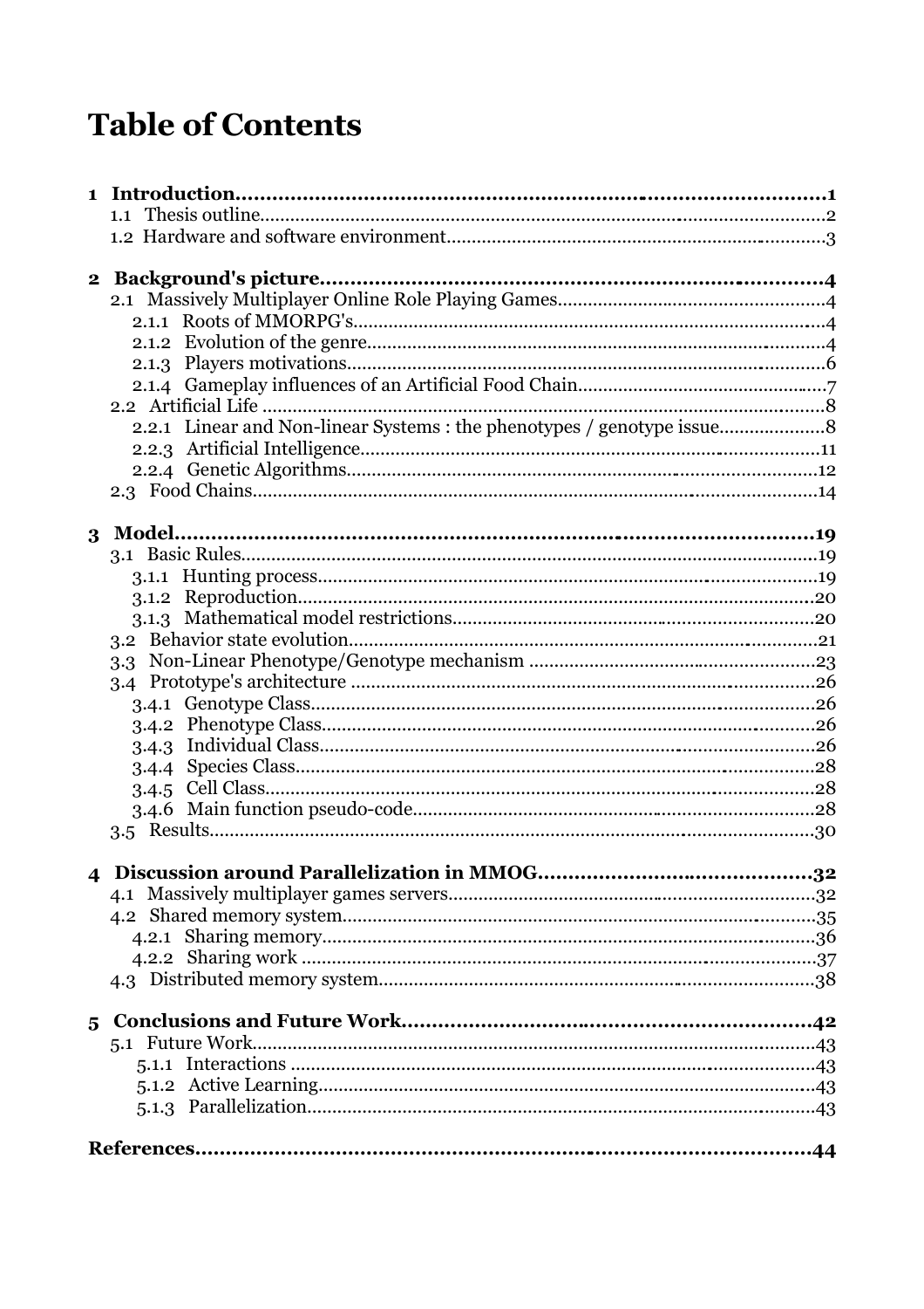# Table of Contents

**1 Introduction.......................................................................................1**

- 1.1 Thesis outline.......................................................................................2
- 1.2 Hardware and software environment.......................................................3

**2 Background's picture.......................................................................4**

- 2.1 Massively Multiplayer Online Role Playing Games..................................4
  - 2.1.1 Roots of MMORPG's.......................................................................4
  - 2.1.2 Evolution of the genre.....................................................................4
  - 2.1.3 Players motivations.........................................................................6
  - 2.1.4 Gameplay influences of an Artificial Food Chain..............................7
- 2.2 Artificial Life .......................................................................................8
  - 2.2.1 Linear and Non-linear Systems : the phenotypes / genotype issue.......8
  - 2.2.3 Artificial Intelligence.....................................................................11
  - 2.2.4 Genetic Algorithms........................................................................12
- 2.3 Food Chains.......................................................................................14

**3 Model.............................................................................................19**

- 3.1 Basic Rules.........................................................................................19
  - 3.1.1 Hunting process.............................................................................19
  - 3.1.2 Reproduction.................................................................................20
  - 3.1.3 Mathematical model restrictions....................................................20
- 3.2 Behavior state evolution.....................................................................21
- 3.3 Non-Linear Phenotype/Genotype mechanism .......................................23
- 3.4 Prototype's architecture ......................................................................26
  - 3.4.1 Genotype Class..............................................................................26
  - 3.4.2 Phenotype Class............................................................................26
  - 3.4.3 Individual Class.............................................................................26
  - 3.4.4 Species Class.................................................................................28
  - 3.4.5 Cell Class.......................................................................................28
  - 3.4.6 Main function pseudo-code...........................................................28
- 3.5 Results...............................................................................................30

**4 Discussion around Parallelization in MMOG......................................32**

- 4.1 Massively multiplayer games servers...................................................32
- 4.2 Shared memory system.......................................................................35
  - 4.2.1 Sharing memory............................................................................36
  - 4.2.2 Sharing work ................................................................................37
- 4.3 Distributed memory system.................................................................38

**5 Conclusions and Future Work...........................................................42**

- 5.1 Future Work.......................................................................................43
  - 5.1.1 Interactions ..................................................................................43
  - 5.1.2 Active Learning.............................................................................43
  - 5.1.3 Parallelization...............................................................................43

**References.........................................................................................44**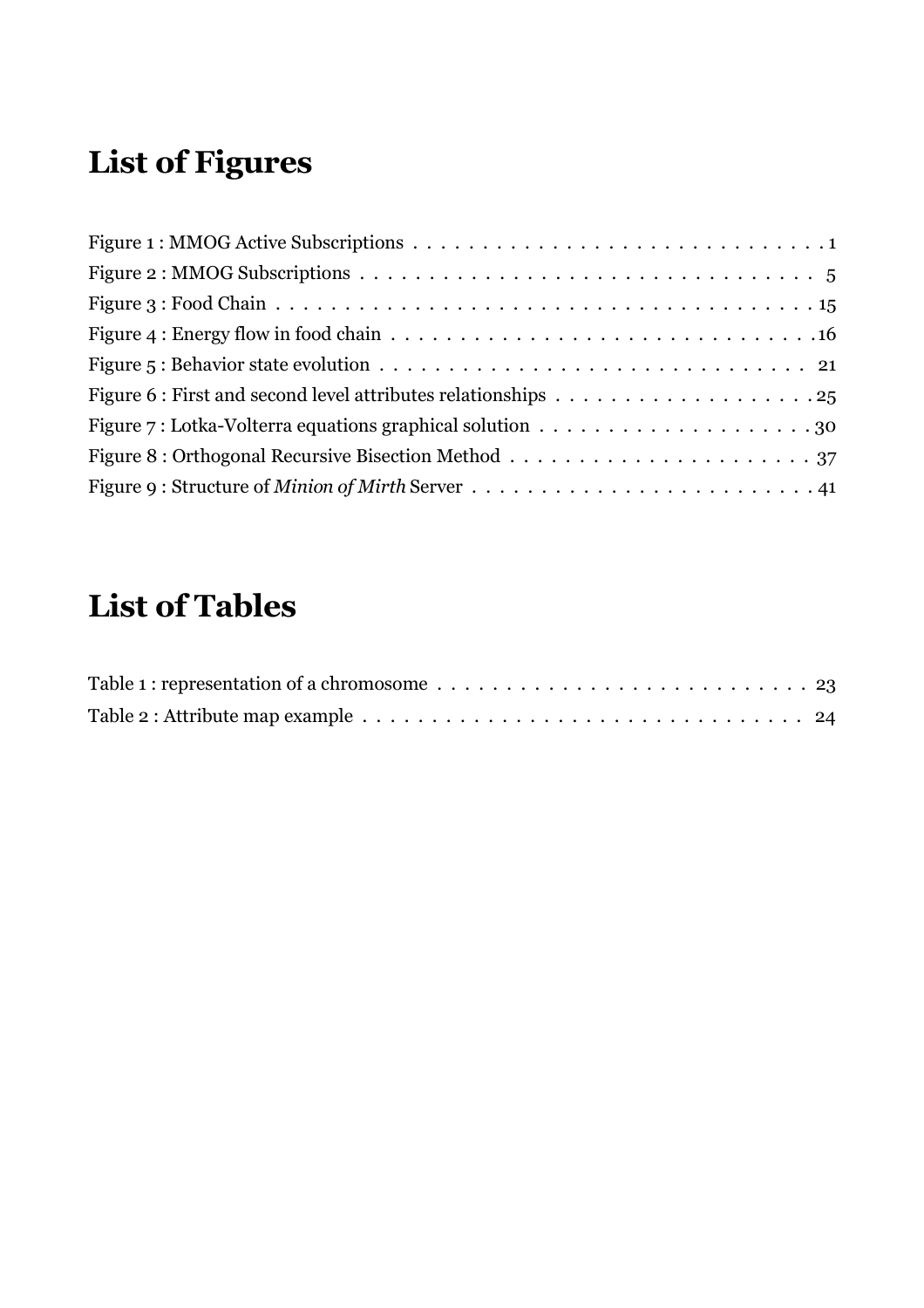# List of Figures

Figure 1 : MMOG Active Subscriptions . . . . . . . . . . . . . . . . . . . . . . . . . . . . . 1
Figure 2 : MMOG Subscriptions . . . . . . . . . . . . . . . . . . . . . . . . . . . . . . . . 5
Figure 3 : Food Chain . . . . . . . . . . . . . . . . . . . . . . . . . . . . . . . . . . . . . 15
Figure 4 : Energy flow in food chain . . . . . . . . . . . . . . . . . . . . . . . . . . . . . 16
Figure 5 : Behavior state evolution . . . . . . . . . . . . . . . . . . . . . . . . . . . . . . 21
Figure 6 : First and second level attributes relationships . . . . . . . . . . . . . . . . . . 25
Figure 7 : Lotka-Volterra equations graphical solution . . . . . . . . . . . . . . . . . . . 30
Figure 8 : Orthogonal Recursive Bisection Method . . . . . . . . . . . . . . . . . . . . . 37
Figure 9 : Structure of *Minion of Mirth* Server . . . . . . . . . . . . . . . . . . . . . . . . 41

# List of Tables

Table 1 : representation of a chromosome . . . . . . . . . . . . . . . . . . . . . . . . . . 23
Table 2 : Attribute map example . . . . . . . . . . . . . . . . . . . . . . . . . . . . . . . 24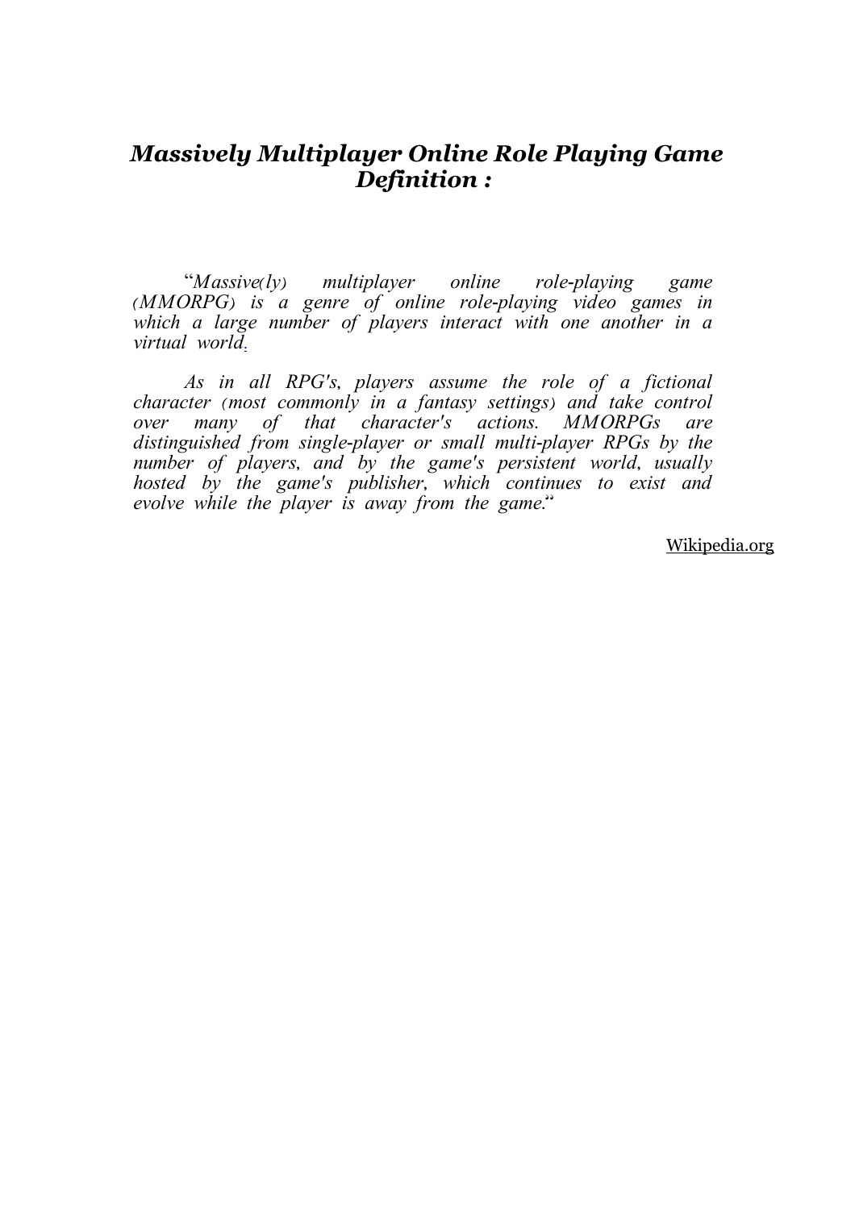## *Massively Multiplayer Online Role Playing Game Definition :*

*"Massive(ly) multiplayer online role-playing game (MMORPG) is a genre of online role-playing video games in which a large number of players interact with one another in a virtual world.*

*As in all RPG's, players assume the role of a fictional character (most commonly in a fantasy settings) and take control over many of that character's actions. MMORPGs are distinguished from single-player or small multi-player RPGs by the number of players, and by the game's persistent world, usually hosted by the game's publisher, which continues to exist and evolve while the player is away from the game."*

Wikipedia.org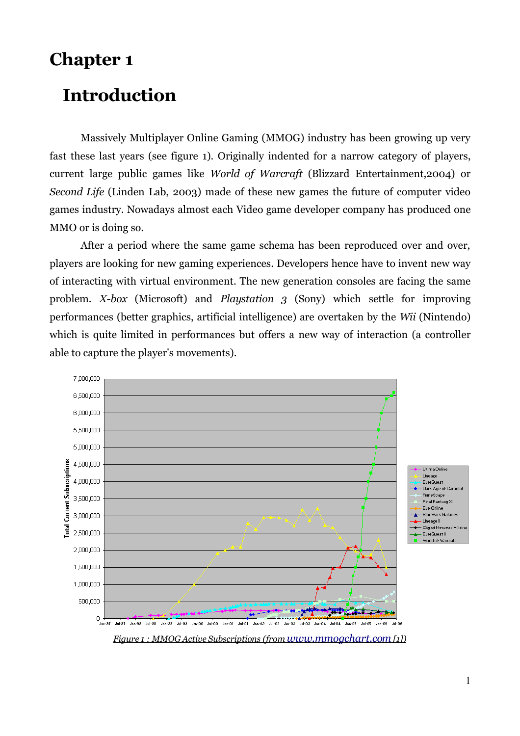# Chapter 1

## Introduction

Massively Multiplayer Online Gaming (MMOG) industry has been growing up very fast these last years (see figure 1). Originally indented for a narrow category of players, current large public games like *World of Warcraft* (Blizzard Entertainment,2004) or *Second Life* (Linden Lab, 2003) made of these new games the future of computer video games industry. Nowadays almost each Video game developer company has produced one MMO or is doing so.

After a period where the same game schema has been reproduced over and over, players are looking for new gaming experiences. Developers hence have to invent new way of interacting with virtual environment. The new generation consoles are facing the same problem. *X-box* (Microsoft) and *Playstation 3* (Sony) which settle for improving performances (better graphics, artificial intelligence) are overtaken by the *Wii* (Nintendo) which is quite limited in performances but offers a new way of interaction (a controller able to capture the player's movements).

*Figure 1 : MMOG Active Subscriptions (from www.mmogchart.com [1])*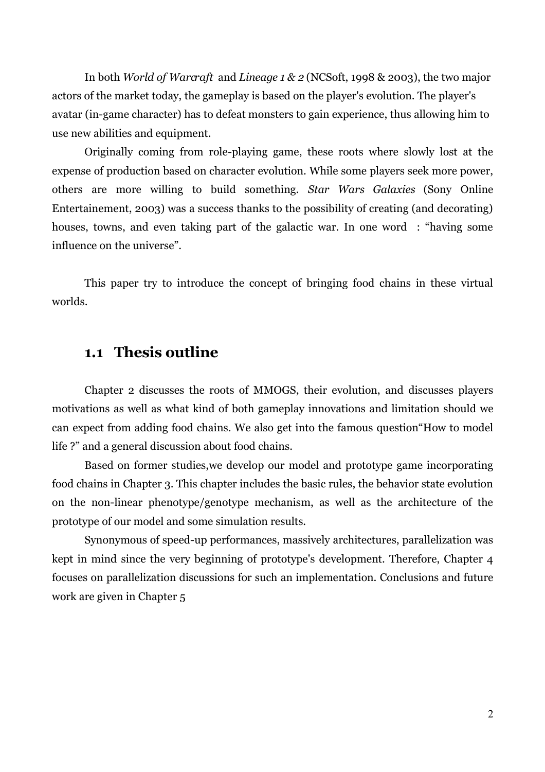In both *World of Warcraft* and *Lineage 1 & 2* (NCSoft, 1998 & 2003), the two major actors of the market today, the gameplay is based on the player's evolution. The player's avatar (in-game character) has to defeat monsters to gain experience, thus allowing him to use new abilities and equipment.

Originally coming from role-playing game, these roots where slowly lost at the expense of production based on character evolution. While some players seek more power, others are more willing to build something. *Star Wars Galaxies* (Sony Online Entertainement, 2003) was a success thanks to the possibility of creating (and decorating) houses, towns, and even taking part of the galactic war. In one word : “having some influence on the universe”.

This paper try to introduce the concept of bringing food chains in these virtual worlds.

## 1.1 Thesis outline

Chapter 2 discusses the roots of MMOGS, their evolution, and discusses players motivations as well as what kind of both gameplay innovations and limitation should we can expect from adding food chains. We also get into the famous question“How to model life ?” and a general discussion about food chains.

Based on former studies,we develop our model and prototype game incorporating food chains in Chapter 3. This chapter includes the basic rules, the behavior state evolution on the non-linear phenotype/genotype mechanism, as well as the architecture of the prototype of our model and some simulation results.

Synonymous of speed-up performances, massively architectures, parallelization was kept in mind since the very beginning of prototype's development. Therefore, Chapter 4 focuses on parallelization discussions for such an implementation. Conclusions and future work are given in Chapter 5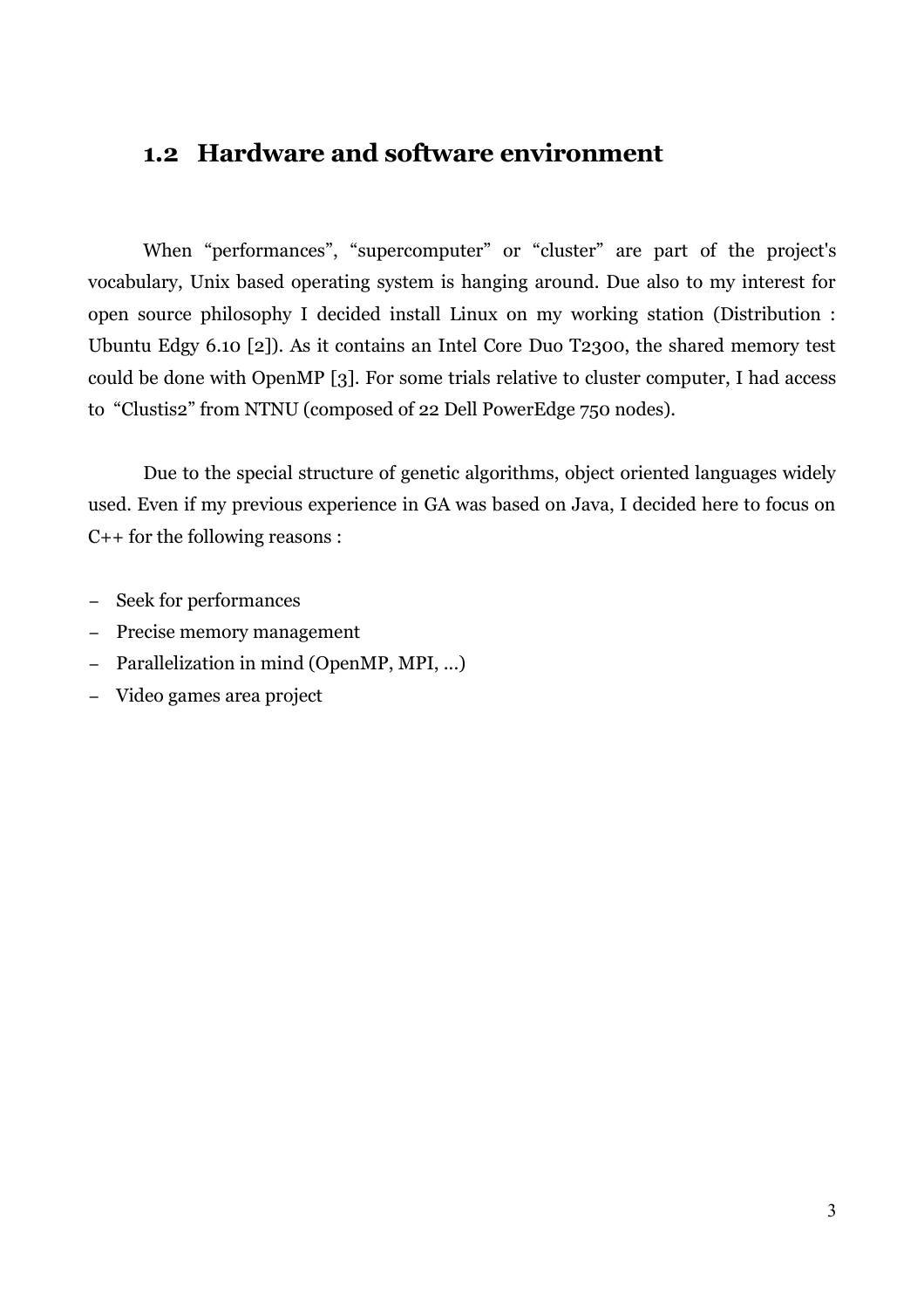## 1.2 Hardware and software environment

When “performances”, “supercomputer” or “cluster” are part of the project's vocabulary, Unix based operating system is hanging around. Due also to my interest for open source philosophy I decided install Linux on my working station (Distribution : Ubuntu Edgy 6.10 [2]). As it contains an Intel Core Duo T2300, the shared memory test could be done with OpenMP [3]. For some trials relative to cluster computer, I had access to “Clustis2” from NTNU (composed of 22 Dell PowerEdge 750 nodes).

Due to the special structure of genetic algorithms, object oriented languages widely used. Even if my previous experience in GA was based on Java, I decided here to focus on C++ for the following reasons :

- Seek for performances
- Precise memory management
- Parallelization in mind (OpenMP, MPI, ...)
- Video games area project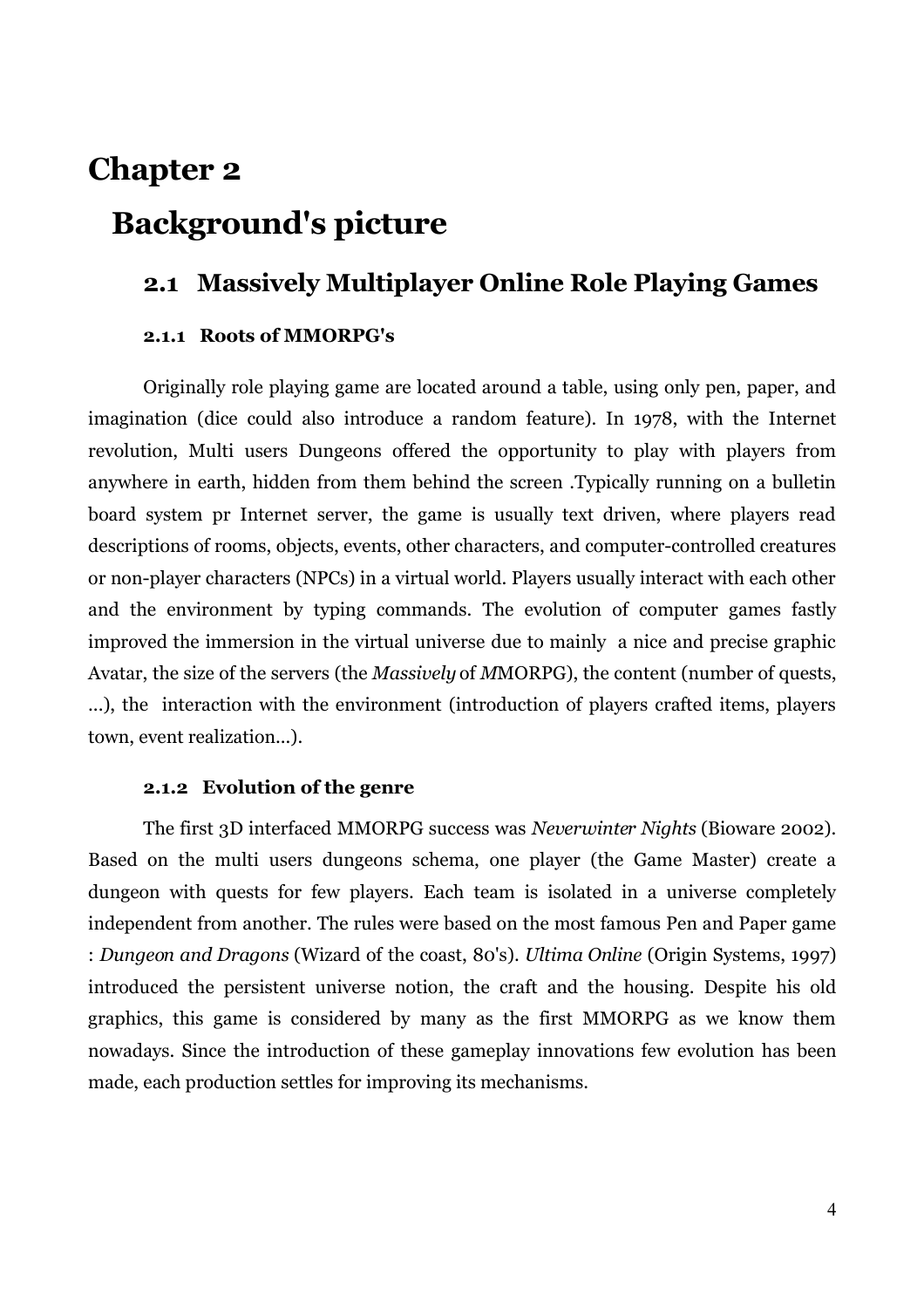# Chapter 2

# Background's picture

## 2.1 Massively Multiplayer Online Role Playing Games

### 2.1.1 Roots of MMORPG's

Originally role playing game are located around a table, using only pen, paper, and imagination (dice could also introduce a random feature). In 1978, with the Internet revolution, Multi users Dungeons offered the opportunity to play with players from anywhere in earth, hidden from them behind the screen .Typically running on a bulletin board system pr Internet server, the game is usually text driven, where players read descriptions of rooms, objects, events, other characters, and computer-controlled creatures or non-player characters (NPCs) in a virtual world. Players usually interact with each other and the environment by typing commands. The evolution of computer games fastly improved the immersion in the virtual universe due to mainly a nice and precise graphic Avatar, the size of the servers (the *Massively* of *M*MORPG), the content (number of quests, ...), the interaction with the environment (introduction of players crafted items, players town, event realization...).

### 2.1.2 Evolution of the genre

The first 3D interfaced MMORPG success was *Neverwinter Nights* (Bioware 2002). Based on the multi users dungeons schema, one player (the Game Master) create a dungeon with quests for few players. Each team is isolated in a universe completely independent from another. The rules were based on the most famous Pen and Paper game : *Dungeon and Dragons* (Wizard of the coast, 80's). *Ultima Online* (Origin Systems, 1997) introduced the persistent universe notion, the craft and the housing. Despite his old graphics, this game is considered by many as the first MMORPG as we know them nowadays. Since the introduction of these gameplay innovations few evolution has been made, each production settles for improving its mechanisms.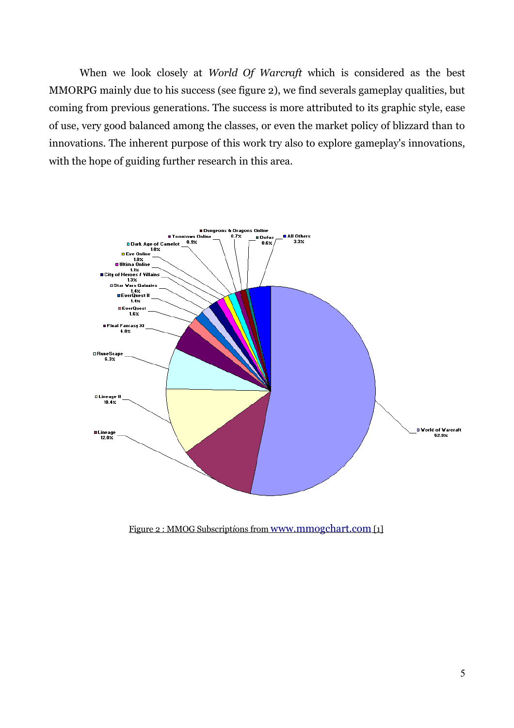When we look closely at *World Of Warcraft* which is considered as the best MMORPG mainly due to his success (see figure 2), we find severals gameplay qualities, but coming from previous generations. The success is more attributed to its graphic style, ease of use, very good balanced among the classes, or even the market policy of blizzard than to innovations. The inherent purpose of this work try also to explore gameplay's innovations, with the hope of guiding further research in this area.

Figure 2 : MMOG Subscriptions from www.mmogchart.com [1]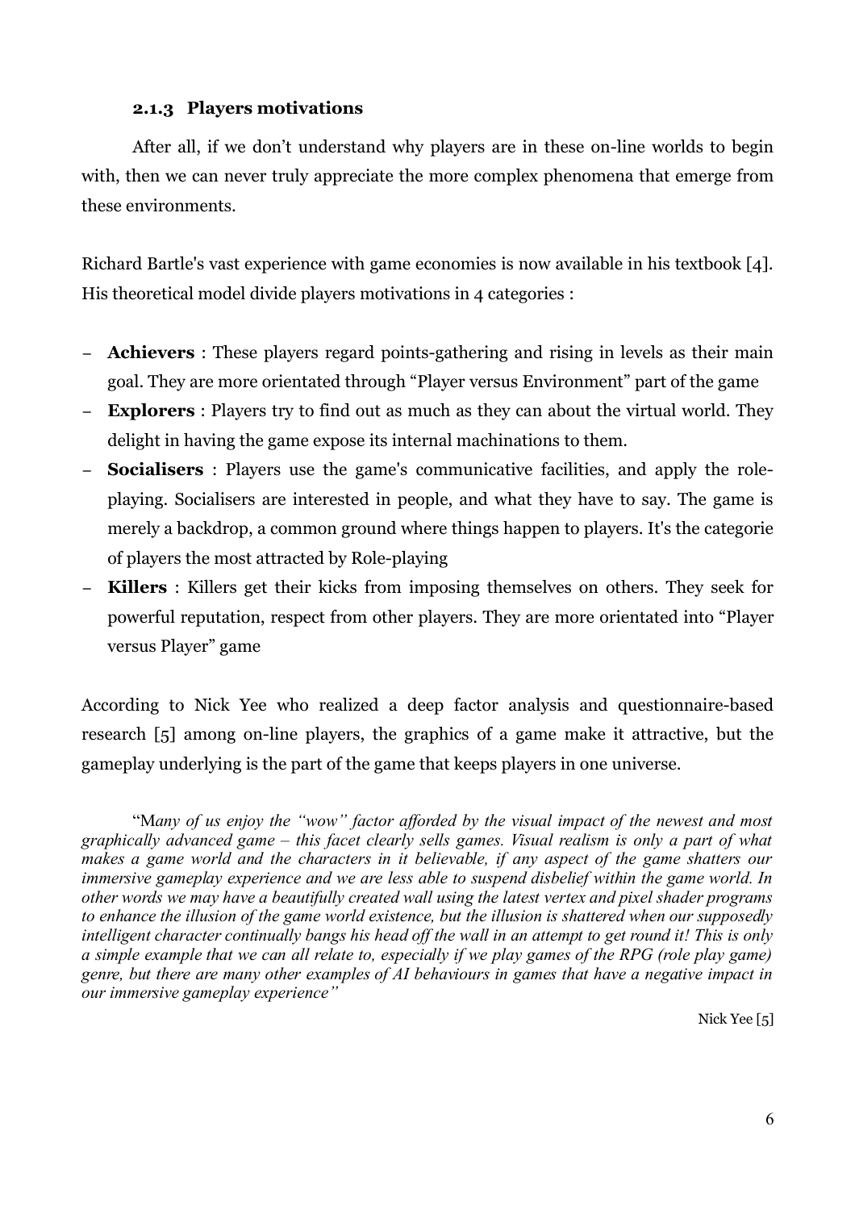### 2.1.3 Players motivations

After all, if we don't understand why players are in these on-line worlds to begin with, then we can never truly appreciate the more complex phenomena that emerge from these environments.

Richard Bartle's vast experience with game economies is now available in his textbook [4]. His theoretical model divide players motivations in 4 categories :

- **Achievers** : These players regard points-gathering and rising in levels as their main goal. They are more orientated through "Player versus Environment" part of the game
- **Explorers** : Players try to find out as much as they can about the virtual world. They delight in having the game expose its internal machinations to them.
- **Socialisers** : Players use the game's communicative facilities, and apply the role-playing. Socialisers are interested in people, and what they have to say. The game is merely a backdrop, a common ground where things happen to players. It's the categorie of players the most attracted by Role-playing
- **Killers** : Killers get their kicks from imposing themselves on others. They seek for powerful reputation, respect from other players. They are more orientated into "Player versus Player" game

According to Nick Yee who realized a deep factor analysis and questionnaire-based research [5] among on-line players, the graphics of a game make it attractive, but the gameplay underlying is the part of the game that keeps players in one universe.

> "M*any of us enjoy the "wow" factor afforded by the visual impact of the newest and most graphically advanced game – this facet clearly sells games. Visual realism is only a part of what makes a game world and the characters in it believable, if any aspect of the game shatters our immersive gameplay experience and we are less able to suspend disbelief within the game world. In other words we may have a beautifully created wall using the latest vertex and pixel shader programs to enhance the illusion of the game world existence, but the illusion is shattered when our supposedly intelligent character continually bangs his head off the wall in an attempt to get round it! This is only a simple example that we can all relate to, especially if we play games of the RPG (role play game) genre, but there are many other examples of AI behaviours in games that have a negative impact in our immersive gameplay experience"*
>
> Nick Yee [5]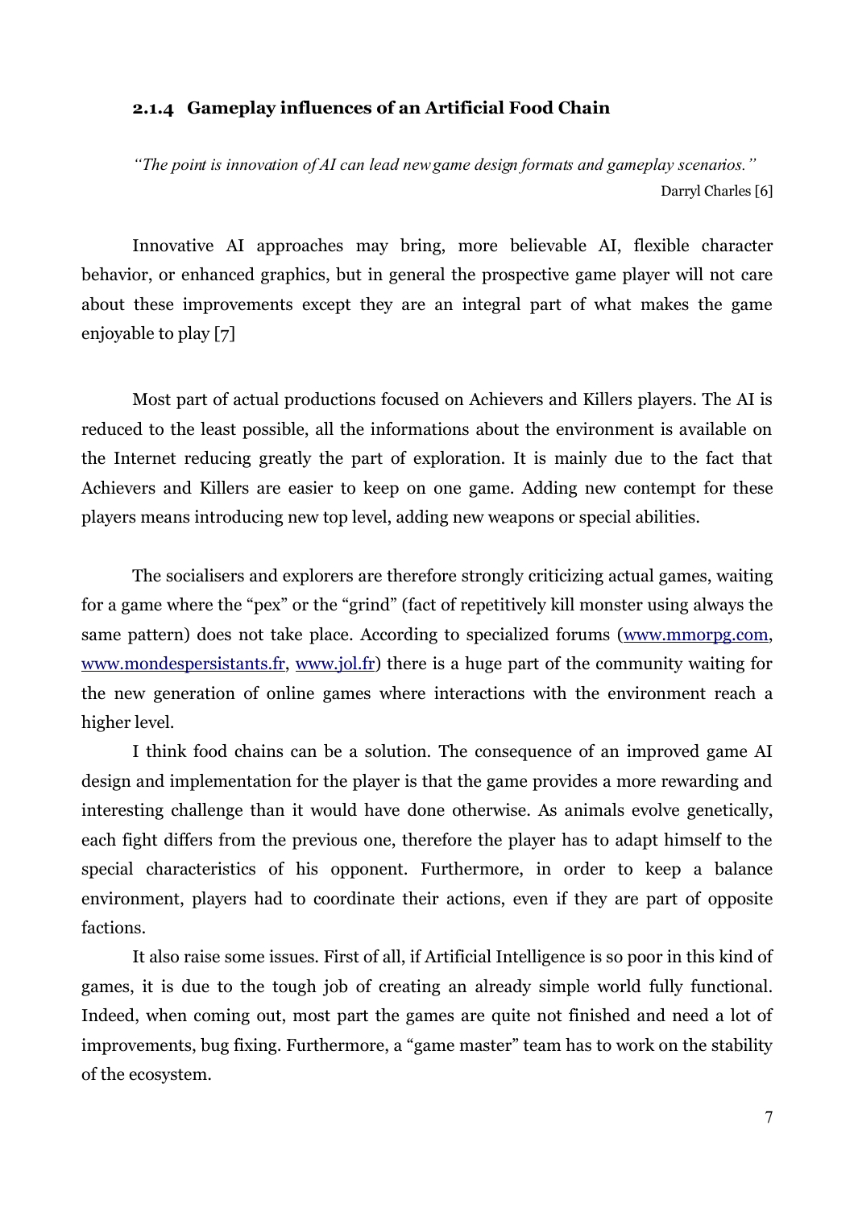### 2.1.4 Gameplay influences of an Artificial Food Chain

*"The point is innovation of AI can lead new game design formats and gameplay scenarios."*
Darryl Charles [6]

Innovative AI approaches may bring, more believable AI, flexible character behavior, or enhanced graphics, but in general the prospective game player will not care about these improvements except they are an integral part of what makes the game enjoyable to play [7]

Most part of actual productions focused on Achievers and Killers players. The AI is reduced to the least possible, all the informations about the environment is available on the Internet reducing greatly the part of exploration. It is mainly due to the fact that Achievers and Killers are easier to keep on one game. Adding new contempt for these players means introducing new top level, adding new weapons or special abilities.

The socialisers and explorers are therefore strongly criticizing actual games, waiting for a game where the "pex" or the "grind" (fact of repetitively kill monster using always the same pattern) does not take place. According to specialized forums (www.mmorpg.com, www.mondespersistants.fr, www.jol.fr) there is a huge part of the community waiting for the new generation of online games where interactions with the environment reach a higher level.

I think food chains can be a solution. The consequence of an improved game AI design and implementation for the player is that the game provides a more rewarding and interesting challenge than it would have done otherwise. As animals evolve genetically, each fight differs from the previous one, therefore the player has to adapt himself to the special characteristics of his opponent. Furthermore, in order to keep a balance environment, players had to coordinate their actions, even if they are part of opposite factions.

It also raise some issues. First of all, if Artificial Intelligence is so poor in this kind of games, it is due to the tough job of creating an already simple world fully functional. Indeed, when coming out, most part the games are quite not finished and need a lot of improvements, bug fixing. Furthermore, a "game master" team has to work on the stability of the ecosystem.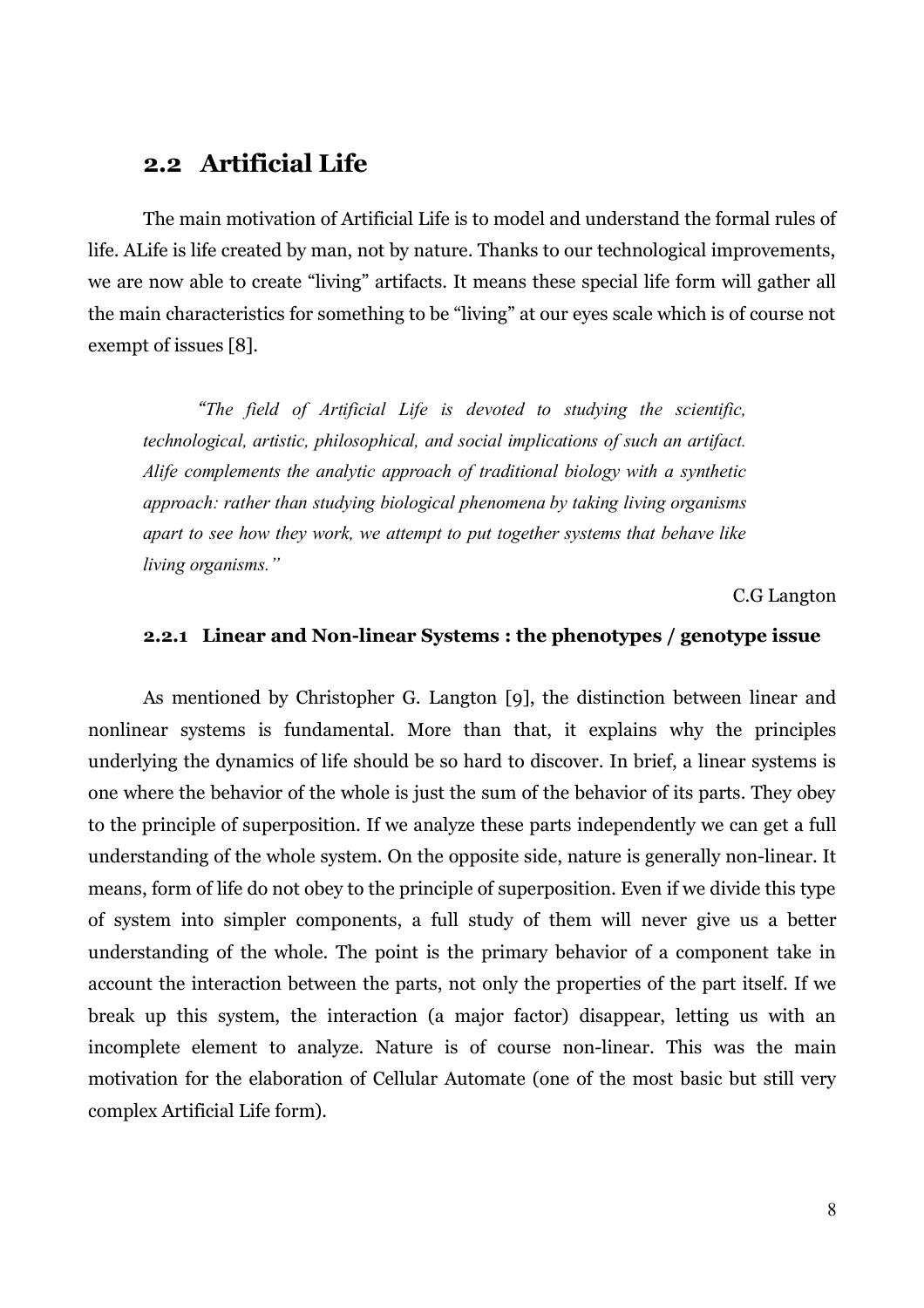## 2.2 Artificial Life

The main motivation of Artificial Life is to model and understand the formal rules of life. ALife is life created by man, not by nature. Thanks to our technological improvements, we are now able to create "living" artifacts. It means these special life form will gather all the main characteristics for something to be "living" at our eyes scale which is of course not exempt of issues [8].

> *"The field of Artificial Life is devoted to studying the scientific, technological, artistic, philosophical, and social implications of such an artifact. Alife complements the analytic approach of traditional biology with a synthetic approach: rather than studying biological phenomena by taking living organisms apart to see how they work, we attempt to put together systems that behave like living organisms."*
>
> C.G Langton

### 2.2.1 Linear and Non-linear Systems : the phenotypes / genotype issue

As mentioned by Christopher G. Langton [9], the distinction between linear and nonlinear systems is fundamental. More than that, it explains why the principles underlying the dynamics of life should be so hard to discover. In brief, a linear systems is one where the behavior of the whole is just the sum of the behavior of its parts. They obey to the principle of superposition. If we analyze these parts independently we can get a full understanding of the whole system. On the opposite side, nature is generally non-linear. It means, form of life do not obey to the principle of superposition. Even if we divide this type of system into simpler components, a full study of them will never give us a better understanding of the whole. The point is the primary behavior of a component take in account the interaction between the parts, not only the properties of the part itself. If we break up this system, the interaction (a major factor) disappear, letting us with an incomplete element to analyze. Nature is of course non-linear. This was the main motivation for the elaboration of Cellular Automate (one of the most basic but still very complex Artificial Life form).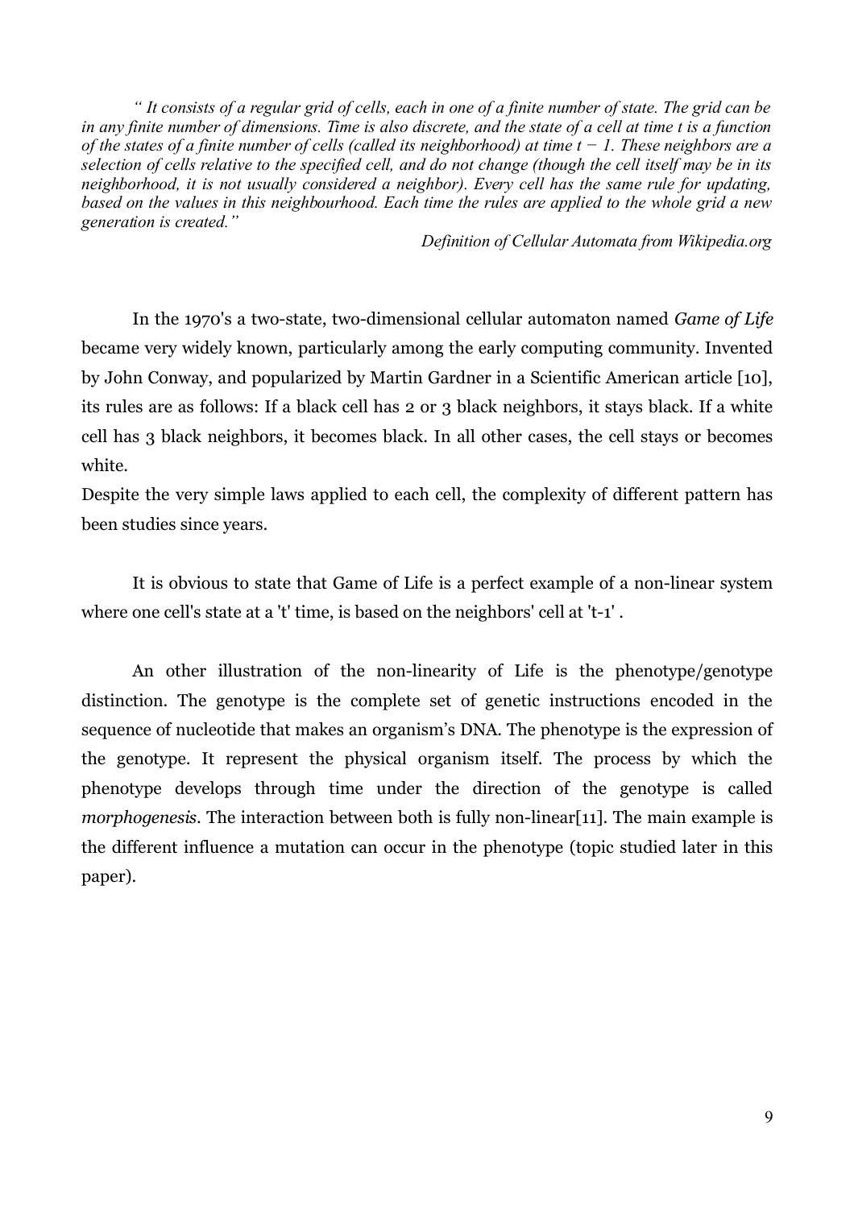*" It consists of a regular grid of cells, each in one of a finite number of state. The grid can be in any finite number of dimensions. Time is also discrete, and the state of a cell at time t is a function of the states of a finite number of cells (called its neighborhood) at time $t - 1$. These neighbors are a selection of cells relative to the specified cell, and do not change (though the cell itself may be in its neighborhood, it is not usually considered a neighbor). Every cell has the same rule for updating, based on the values in this neighbourhood. Each time the rules are applied to the whole grid a new generation is created."*

*Definition of Cellular Automata from Wikipedia.org*

In the 1970's a two-state, two-dimensional cellular automaton named *Game of Life* became very widely known, particularly among the early computing community. Invented by John Conway, and popularized by Martin Gardner in a Scientific American article [10], its rules are as follows: If a black cell has 2 or 3 black neighbors, it stays black. If a white cell has 3 black neighbors, it becomes black. In all other cases, the cell stays or becomes white.

Despite the very simple laws applied to each cell, the complexity of different pattern has been studies since years.

It is obvious to state that Game of Life is a perfect example of a non-linear system where one cell's state at a 't' time, is based on the neighbors' cell at 't-1' .

An other illustration of the non-linearity of Life is the phenotype/genotype distinction. The genotype is the complete set of genetic instructions encoded in the sequence of nucleotide that makes an organism's DNA. The phenotype is the expression of the genotype. It represent the physical organism itself. The process by which the phenotype develops through time under the direction of the genotype is called *morphogenesis*. The interaction between both is fully non-linear[11]. The main example is the different influence a mutation can occur in the phenotype (topic studied later in this paper).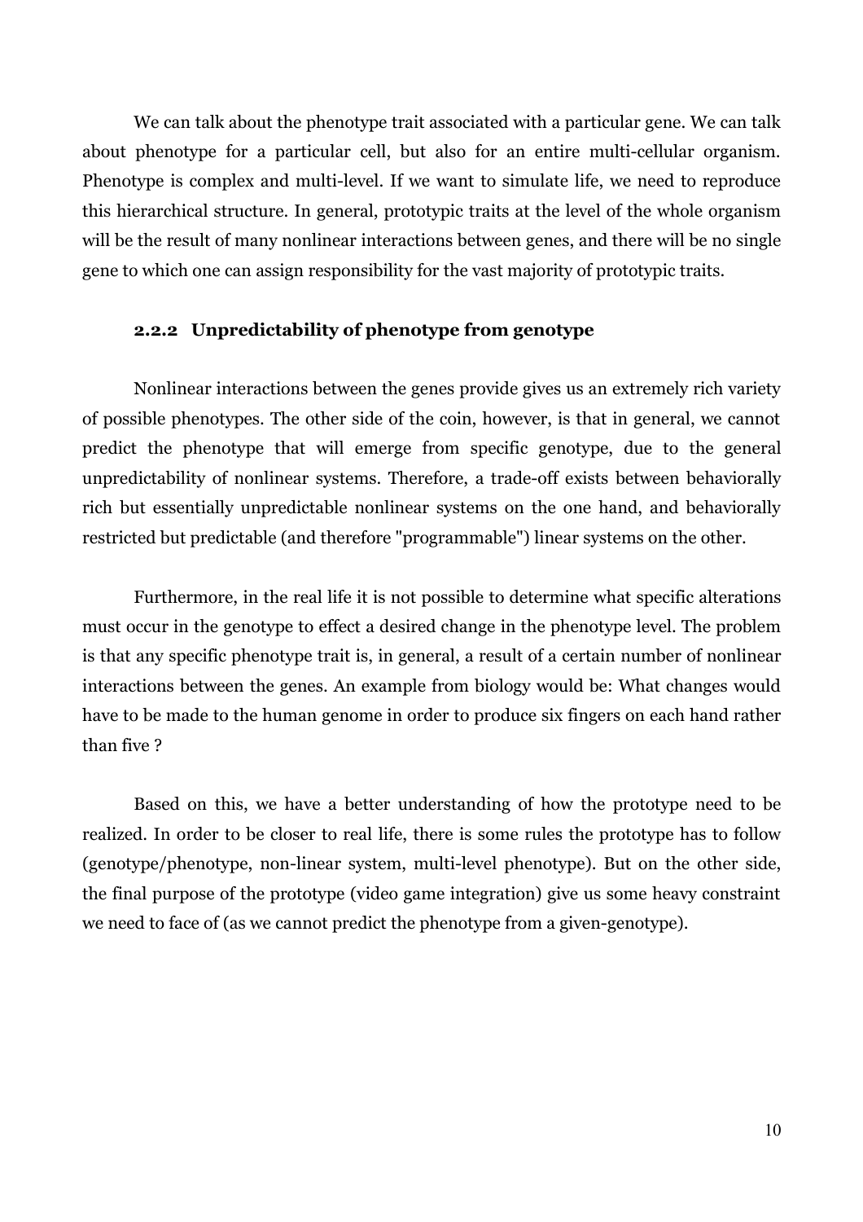We can talk about the phenotype trait associated with a particular gene. We can talk about phenotype for a particular cell, but also for an entire multi-cellular organism. Phenotype is complex and multi-level. If we want to simulate life, we need to reproduce this hierarchical structure. In general, prototypic traits at the level of the whole organism will be the result of many nonlinear interactions between genes, and there will be no single gene to which one can assign responsibility for the vast majority of prototypic traits.

### 2.2.2 Unpredictability of phenotype from genotype

Nonlinear interactions between the genes provide gives us an extremely rich variety of possible phenotypes. The other side of the coin, however, is that in general, we cannot predict the phenotype that will emerge from specific genotype, due to the general unpredictability of nonlinear systems. Therefore, a trade-off exists between behaviorally rich but essentially unpredictable nonlinear systems on the one hand, and behaviorally restricted but predictable (and therefore "programmable") linear systems on the other.

Furthermore, in the real life it is not possible to determine what specific alterations must occur in the genotype to effect a desired change in the phenotype level. The problem is that any specific phenotype trait is, in general, a result of a certain number of nonlinear interactions between the genes. An example from biology would be: What changes would have to be made to the human genome in order to produce six fingers on each hand rather than five ?

Based on this, we have a better understanding of how the prototype need to be realized. In order to be closer to real life, there is some rules the prototype has to follow (genotype/phenotype, non-linear system, multi-level phenotype). But on the other side, the final purpose of the prototype (video game integration) give us some heavy constraint we need to face of (as we cannot predict the phenotype from a given-genotype).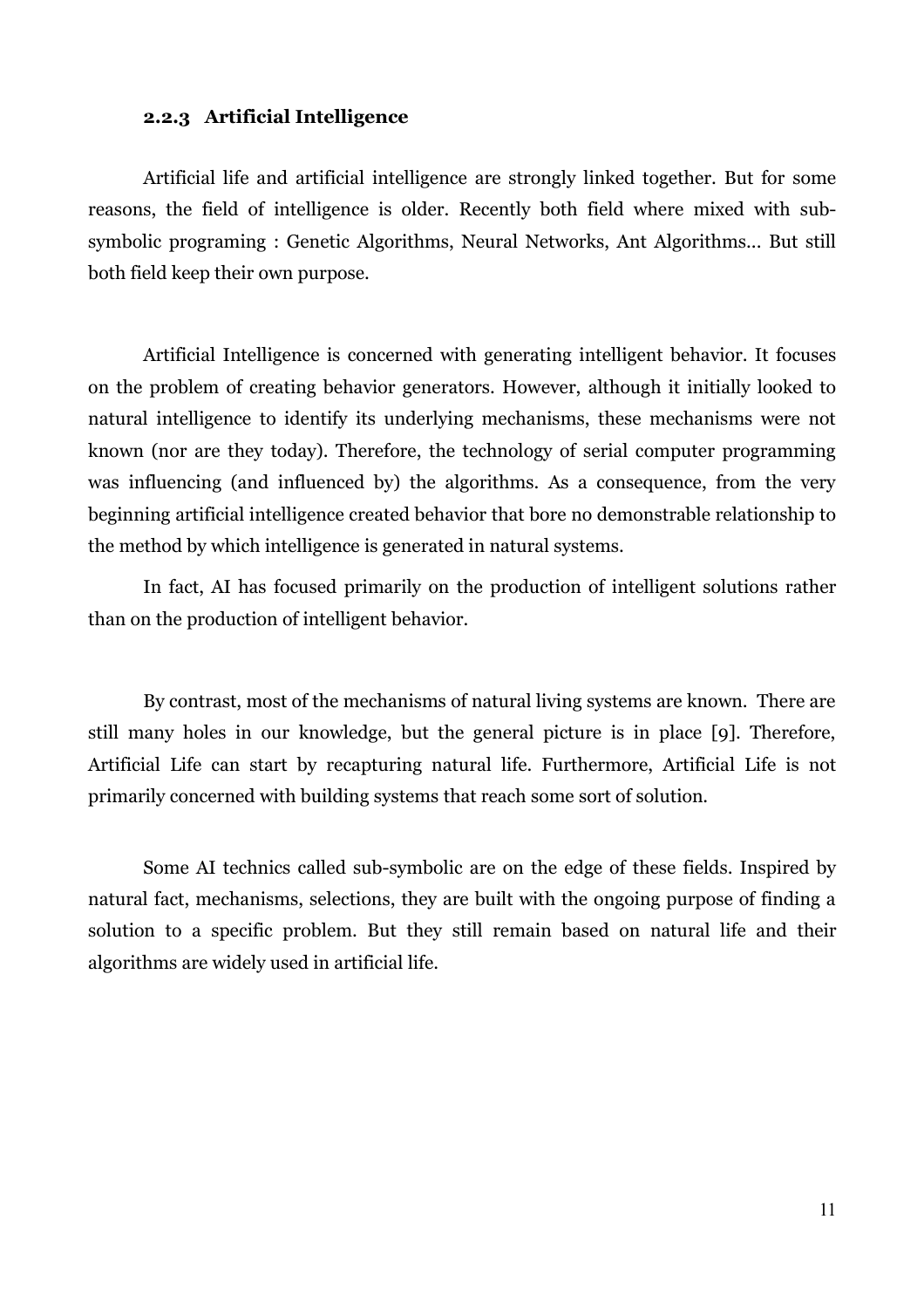### 2.2.3 Artificial Intelligence

Artificial life and artificial intelligence are strongly linked together. But for some reasons, the field of intelligence is older. Recently both field where mixed with sub-symbolic programing : Genetic Algorithms, Neural Networks, Ant Algorithms... But still both field keep their own purpose.

Artificial Intelligence is concerned with generating intelligent behavior. It focuses on the problem of creating behavior generators. However, although it initially looked to natural intelligence to identify its underlying mechanisms, these mechanisms were not known (nor are they today). Therefore, the technology of serial computer programming was influencing (and influenced by) the algorithms. As a consequence, from the very beginning artificial intelligence created behavior that bore no demonstrable relationship to the method by which intelligence is generated in natural systems.

In fact, AI has focused primarily on the production of intelligent solutions rather than on the production of intelligent behavior.

By contrast, most of the mechanisms of natural living systems are known. There are still many holes in our knowledge, but the general picture is in place [9]. Therefore, Artificial Life can start by recapturing natural life. Furthermore, Artificial Life is not primarily concerned with building systems that reach some sort of solution.

Some AI technics called sub-symbolic are on the edge of these fields. Inspired by natural fact, mechanisms, selections, they are built with the ongoing purpose of finding a solution to a specific problem. But they still remain based on natural life and their algorithms are widely used in artificial life.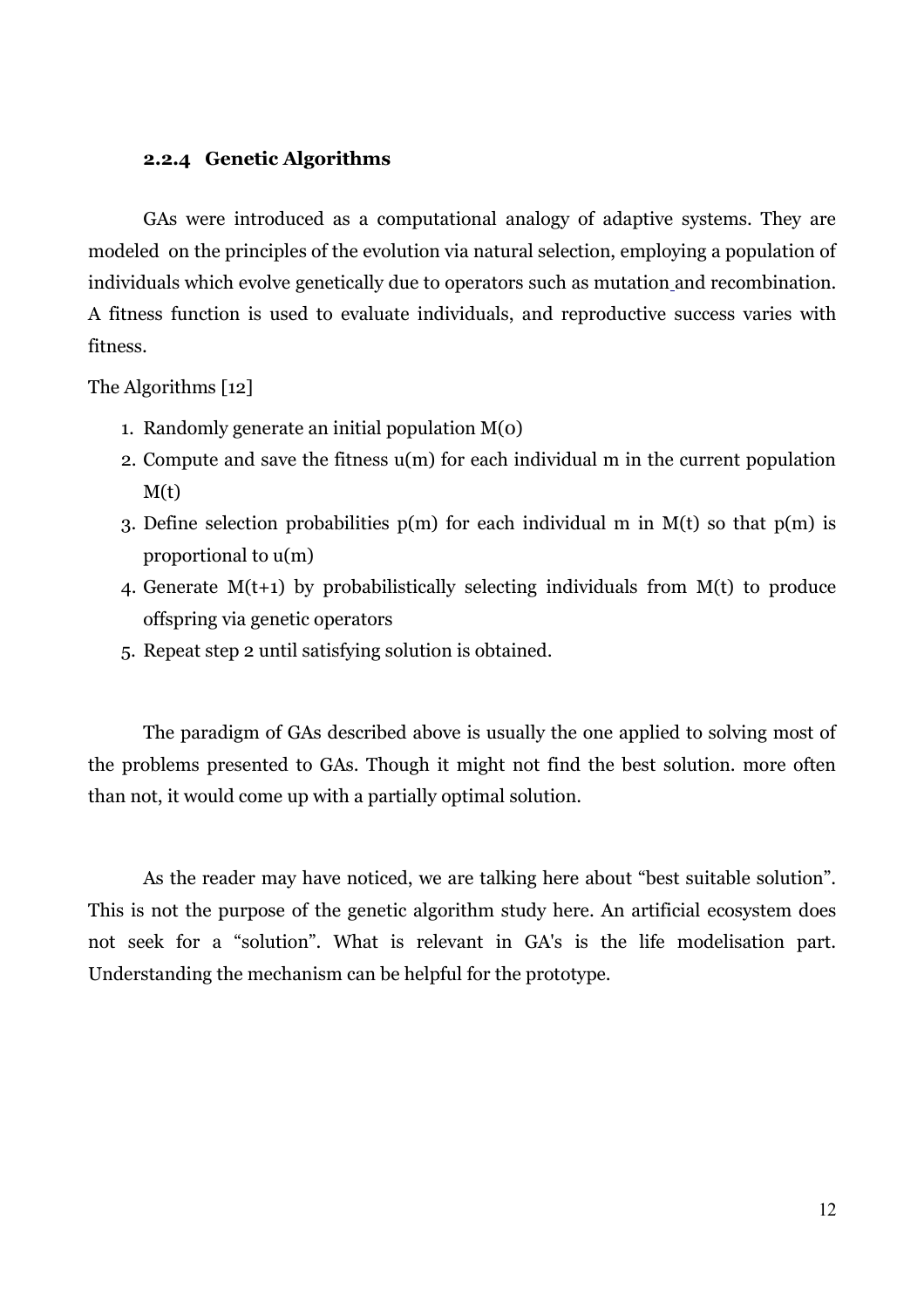### 2.2.4 Genetic Algorithms

GAs were introduced as a computational analogy of adaptive systems. They are modeled on the principles of the evolution via natural selection, employing a population of individuals which evolve genetically due to operators such as mutation and recombination. A fitness function is used to evaluate individuals, and reproductive success varies with fitness.

The Algorithms [12]

1. Randomly generate an initial population M(0)
2. Compute and save the fitness u(m) for each individual m in the current population M(t)
3. Define selection probabilities p(m) for each individual m in M(t) so that p(m) is proportional to u(m)
4. Generate M(t+1) by probabilistically selecting individuals from M(t) to produce offspring via genetic operators
5. Repeat step 2 until satisfying solution is obtained.

The paradigm of GAs described above is usually the one applied to solving most of the problems presented to GAs. Though it might not find the best solution. more often than not, it would come up with a partially optimal solution.

As the reader may have noticed, we are talking here about "best suitable solution". This is not the purpose of the genetic algorithm study here. An artificial ecosystem does not seek for a "solution". What is relevant in GA's is the life modelisation part. Understanding the mechanism can be helpful for the prototype.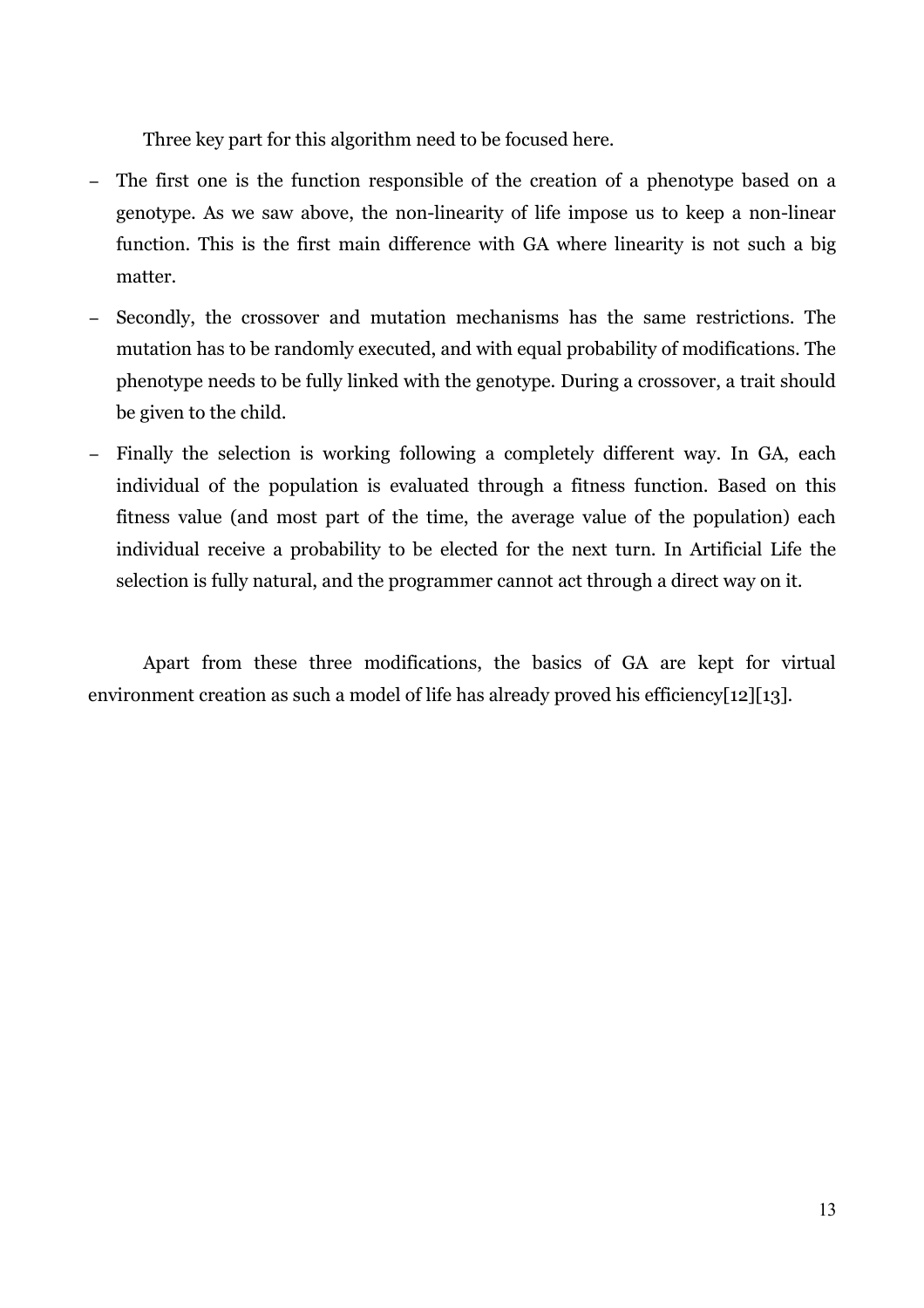Three key part for this algorithm need to be focused here.

- The first one is the function responsible of the creation of a phenotype based on a genotype. As we saw above, the non-linearity of life impose us to keep a non-linear function. This is the first main difference with GA where linearity is not such a big matter.
- Secondly, the crossover and mutation mechanisms has the same restrictions. The mutation has to be randomly executed, and with equal probability of modifications. The phenotype needs to be fully linked with the genotype. During a crossover, a trait should be given to the child.
- Finally the selection is working following a completely different way. In GA, each individual of the population is evaluated through a fitness function. Based on this fitness value (and most part of the time, the average value of the population) each individual receive a probability to be elected for the next turn. In Artificial Life the selection is fully natural, and the programmer cannot act through a direct way on it.

Apart from these three modifications, the basics of GA are kept for virtual environment creation as such a model of life has already proved his efficiency[12][13].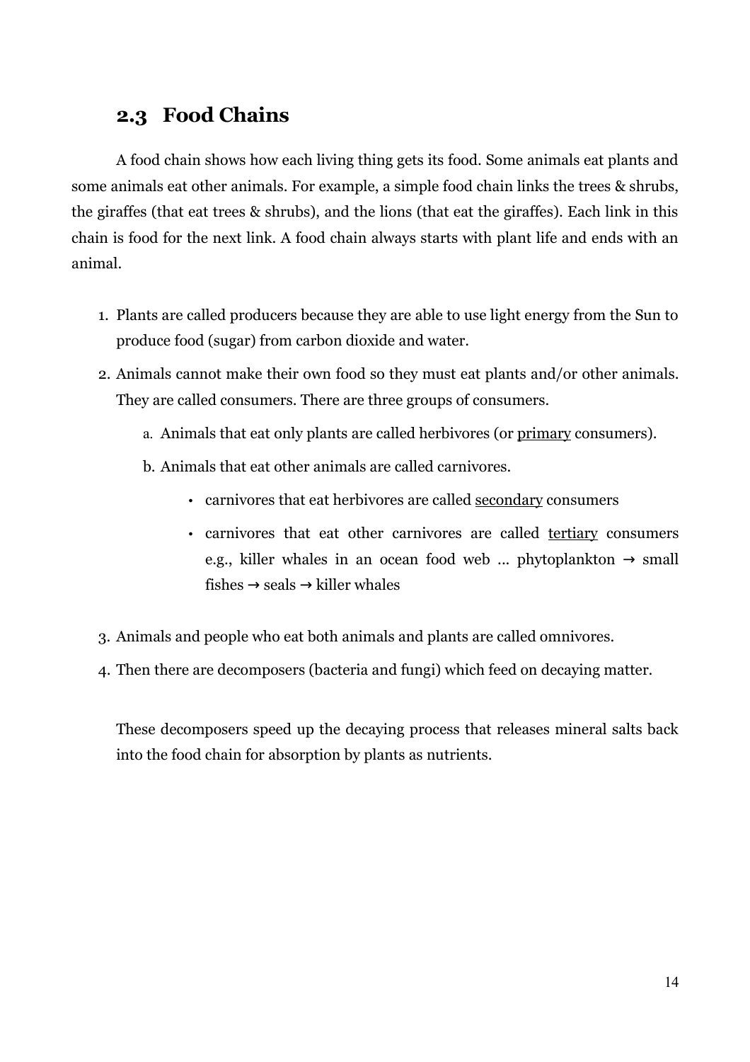## 2.3 Food Chains

A food chain shows how each living thing gets its food. Some animals eat plants and some animals eat other animals. For example, a simple food chain links the trees & shrubs, the giraffes (that eat trees & shrubs), and the lions (that eat the giraffes). Each link in this chain is food for the next link. A food chain always starts with plant life and ends with an animal.

1. Plants are called producers because they are able to use light energy from the Sun to produce food (sugar) from carbon dioxide and water.
2. Animals cannot make their own food so they must eat plants and/or other animals. They are called consumers. There are three groups of consumers.
   a. Animals that eat only plants are called herbivores (or <u>primary</u> consumers).
   b. Animals that eat other animals are called carnivores.
      - carnivores that eat herbivores are called <u>secondary</u> consumers
      - carnivores that eat other carnivores are called <u>tertiary</u> consumers e.g., killer whales in an ocean food web ... phytoplankton → small fishes → seals → killer whales
3. Animals and people who eat both animals and plants are called omnivores.
4. Then there are decomposers (bacteria and fungi) which feed on decaying matter.

   These decomposers speed up the decaying process that releases mineral salts back into the food chain for absorption by plants as nutrients.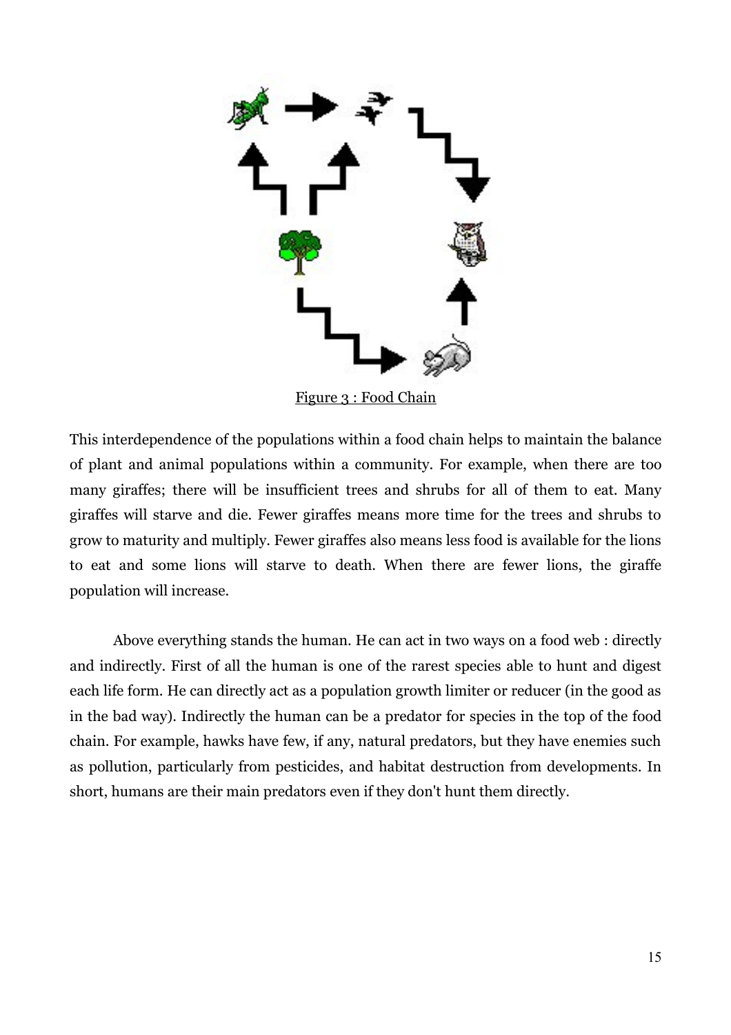Figure 3 : Food Chain

This interdependence of the populations within a food chain helps to maintain the balance of plant and animal populations within a community. For example, when there are too many giraffes; there will be insufficient trees and shrubs for all of them to eat. Many giraffes will starve and die. Fewer giraffes means more time for the trees and shrubs to grow to maturity and multiply. Fewer giraffes also means less food is available for the lions to eat and some lions will starve to death. When there are fewer lions, the giraffe population will increase.

Above everything stands the human. He can act in two ways on a food web : directly and indirectly. First of all the human is one of the rarest species able to hunt and digest each life form. He can directly act as a population growth limiter or reducer (in the good as in the bad way). Indirectly the human can be a predator for species in the top of the food chain. For example, hawks have few, if any, natural predators, but they have enemies such as pollution, particularly from pesticides, and habitat destruction from developments. In short, humans are their main predators even if they don't hunt them directly.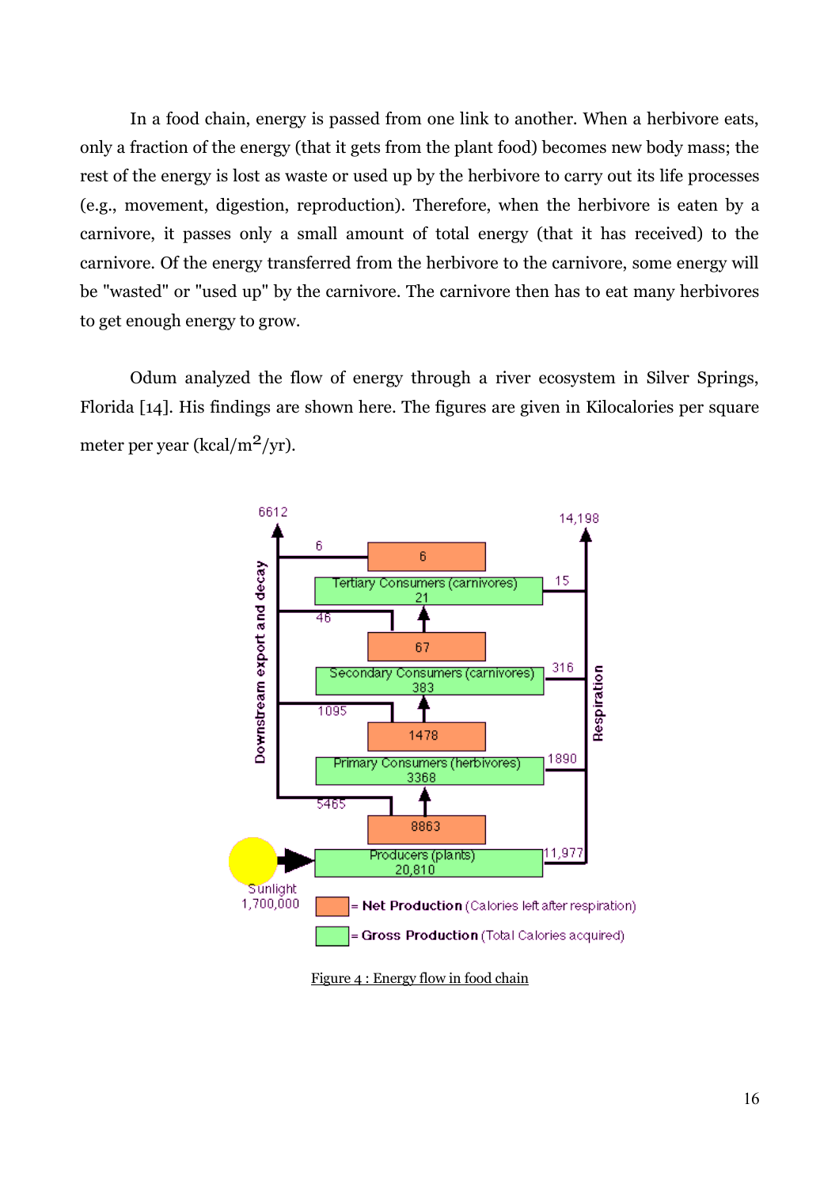In a food chain, energy is passed from one link to another. When a herbivore eats, only a fraction of the energy (that it gets from the plant food) becomes new body mass; the rest of the energy is lost as waste or used up by the herbivore to carry out its life processes (e.g., movement, digestion, reproduction). Therefore, when the herbivore is eaten by a carnivore, it passes only a small amount of total energy (that it has received) to the carnivore. Of the energy transferred from the herbivore to the carnivore, some energy will be "wasted" or "used up" by the carnivore. The carnivore then has to eat many herbivores to get enough energy to grow.

Odum analyzed the flow of energy through a river ecosystem in Silver Springs, Florida [14]. His findings are shown here. The figures are given in Kilocalories per square meter per year (kcal/m$^2$/yr).

Figure 4 : Energy flow in food chain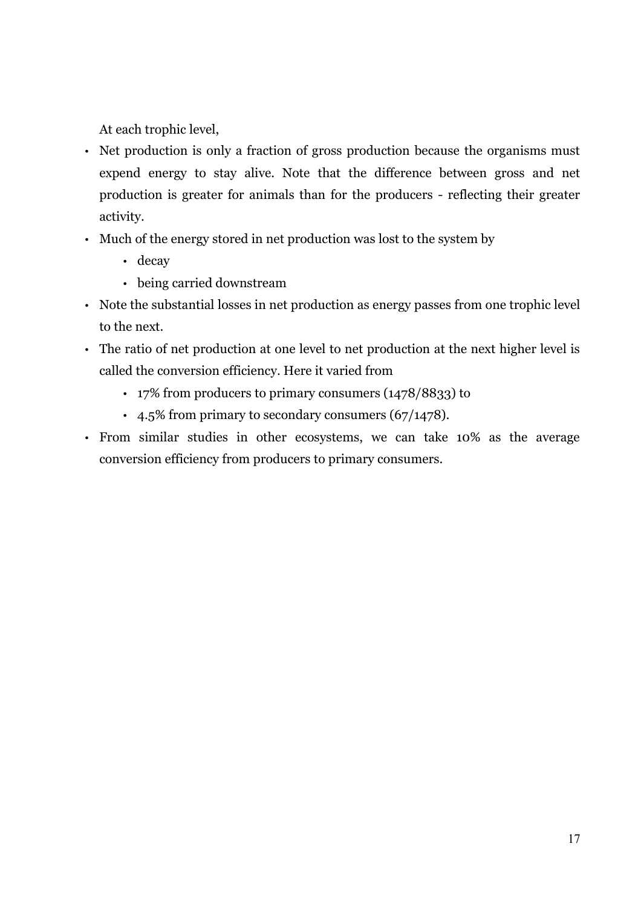At each trophic level,

- Net production is only a fraction of gross production because the organisms must expend energy to stay alive. Note that the difference between gross and net production is greater for animals than for the producers - reflecting their greater activity.
- Much of the energy stored in net production was lost to the system by
  - decay
  - being carried downstream
- Note the substantial losses in net production as energy passes from one trophic level to the next.
- The ratio of net production at one level to net production at the next higher level is called the conversion efficiency. Here it varied from
  - 17% from producers to primary consumers (1478/8833) to
  - 4.5% from primary to secondary consumers (67/1478).
- From similar studies in other ecosystems, we can take 10% as the average conversion efficiency from producers to primary consumers.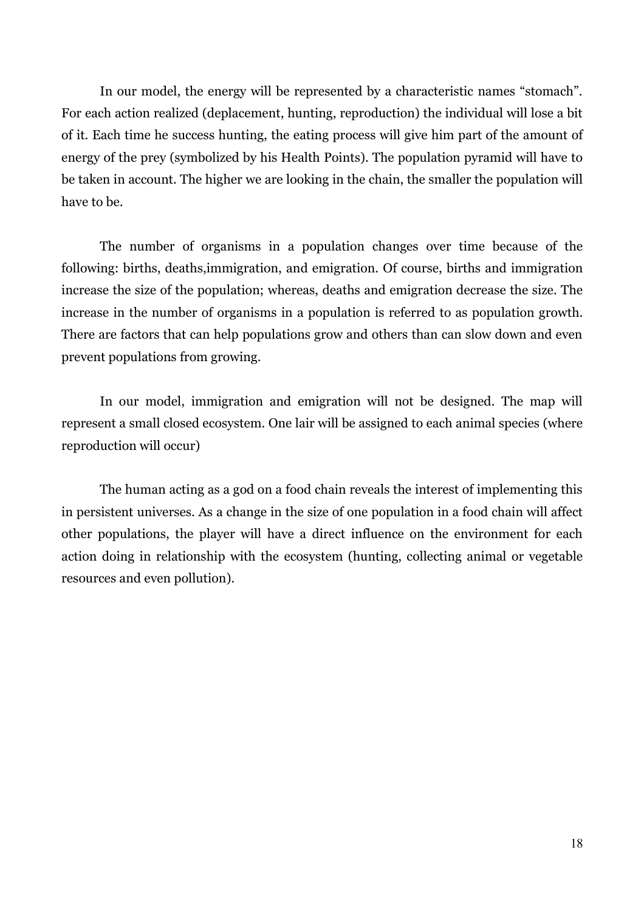In our model, the energy will be represented by a characteristic names “stomach”. For each action realized (deplacement, hunting, reproduction) the individual will lose a bit of it. Each time he success hunting, the eating process will give him part of the amount of energy of the prey (symbolized by his Health Points). The population pyramid will have to be taken in account. The higher we are looking in the chain, the smaller the population will have to be.

The number of organisms in a population changes over time because of the following: births, deaths,immigration, and emigration. Of course, births and immigration increase the size of the population; whereas, deaths and emigration decrease the size. The increase in the number of organisms in a population is referred to as population growth. There are factors that can help populations grow and others than can slow down and even prevent populations from growing.

In our model, immigration and emigration will not be designed. The map will represent a small closed ecosystem. One lair will be assigned to each animal species (where reproduction will occur)

The human acting as a god on a food chain reveals the interest of implementing this in persistent universes. As a change in the size of one population in a food chain will affect other populations, the player will have a direct influence on the environment for each action doing in relationship with the ecosystem (hunting, collecting animal or vegetable resources and even pollution).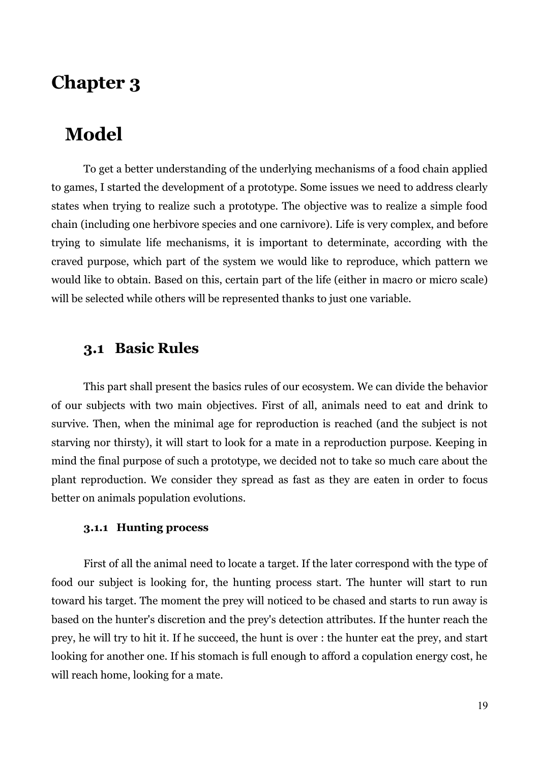# Chapter 3

# Model

To get a better understanding of the underlying mechanisms of a food chain applied to games, I started the development of a prototype. Some issues we need to address clearly states when trying to realize such a prototype. The objective was to realize a simple food chain (including one herbivore species and one carnivore). Life is very complex, and before trying to simulate life mechanisms, it is important to determinate, according with the craved purpose, which part of the system we would like to reproduce, which pattern we would like to obtain. Based on this, certain part of the life (either in macro or micro scale) will be selected while others will be represented thanks to just one variable.

## 3.1 Basic Rules

This part shall present the basics rules of our ecosystem. We can divide the behavior of our subjects with two main objectives. First of all, animals need to eat and drink to survive. Then, when the minimal age for reproduction is reached (and the subject is not starving nor thirsty), it will start to look for a mate in a reproduction purpose. Keeping in mind the final purpose of such a prototype, we decided not to take so much care about the plant reproduction. We consider they spread as fast as they are eaten in order to focus better on animals population evolutions.

### 3.1.1 Hunting process

First of all the animal need to locate a target. If the later correspond with the type of food our subject is looking for, the hunting process start. The hunter will start to run toward his target. The moment the prey will noticed to be chased and starts to run away is based on the hunter's discretion and the prey's detection attributes. If the hunter reach the prey, he will try to hit it. If he succeed, the hunt is over : the hunter eat the prey, and start looking for another one. If his stomach is full enough to afford a copulation energy cost, he will reach home, looking for a mate.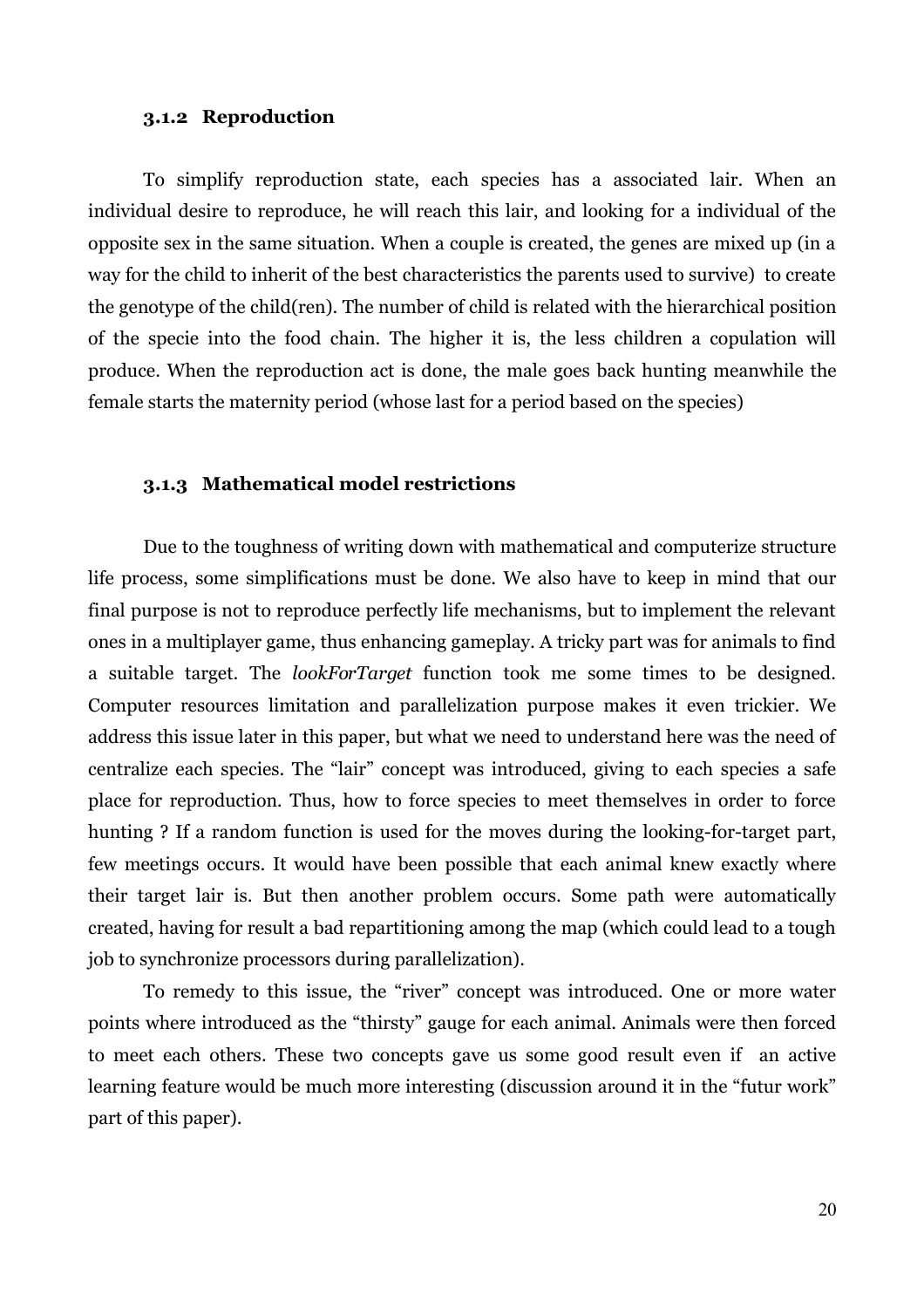### 3.1.2 Reproduction

To simplify reproduction state, each species has a associated lair. When an individual desire to reproduce, he will reach this lair, and looking for a individual of the opposite sex in the same situation. When a couple is created, the genes are mixed up (in a way for the child to inherit of the best characteristics the parents used to survive) to create the genotype of the child(ren). The number of child is related with the hierarchical position of the specie into the food chain. The higher it is, the less children a copulation will produce. When the reproduction act is done, the male goes back hunting meanwhile the female starts the maternity period (whose last for a period based on the species)

### 3.1.3 Mathematical model restrictions

Due to the toughness of writing down with mathematical and computerize structure life process, some simplifications must be done. We also have to keep in mind that our final purpose is not to reproduce perfectly life mechanisms, but to implement the relevant ones in a multiplayer game, thus enhancing gameplay. A tricky part was for animals to find a suitable target. The *lookForTarget* function took me some times to be designed. Computer resources limitation and parallelization purpose makes it even trickier. We address this issue later in this paper, but what we need to understand here was the need of centralize each species. The "lair" concept was introduced, giving to each species a safe place for reproduction. Thus, how to force species to meet themselves in order to force hunting ? If a random function is used for the moves during the looking-for-target part, few meetings occurs. It would have been possible that each animal knew exactly where their target lair is. But then another problem occurs. Some path were automatically created, having for result a bad repartitioning among the map (which could lead to a tough job to synchronize processors during parallelization).

To remedy to this issue, the "river" concept was introduced. One or more water points where introduced as the "thirsty" gauge for each animal. Animals were then forced to meet each others. These two concepts gave us some good result even if an active learning feature would be much more interesting (discussion around it in the "futur work" part of this paper).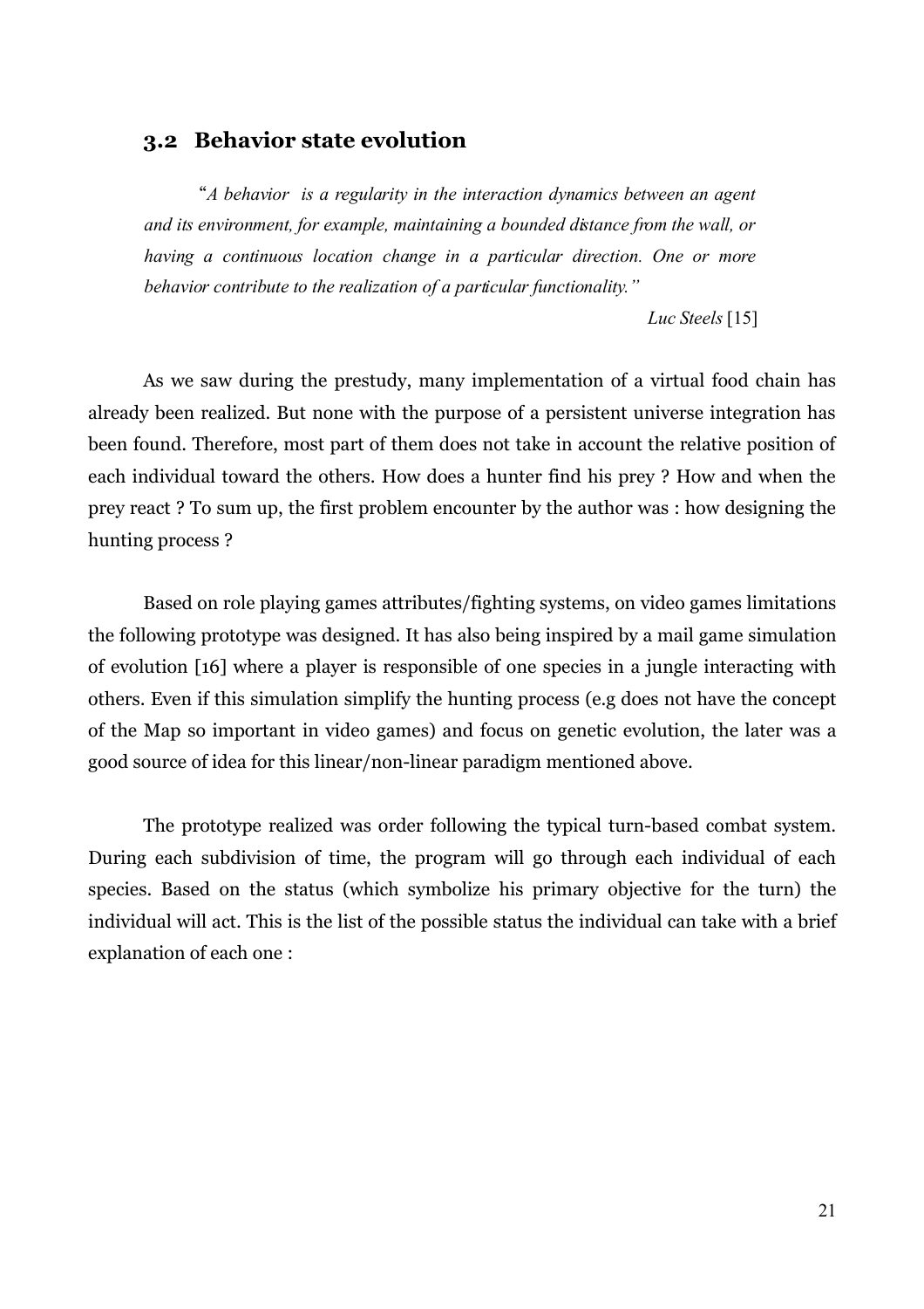## 3.2 Behavior state evolution

> "*A behavior is a regularity in the interaction dynamics between an agent and its environment, for example, maintaining a bounded distance from the wall, or having a continuous location change in a particular direction. One or more behavior contribute to the realization of a particular functionality.*"
>
> *Luc Steels* [15]

As we saw during the prestudy, many implementation of a virtual food chain has already been realized. But none with the purpose of a persistent universe integration has been found. Therefore, most part of them does not take in account the relative position of each individual toward the others. How does a hunter find his prey ? How and when the prey react ? To sum up, the first problem encounter by the author was : how designing the hunting process ?

Based on role playing games attributes/fighting systems, on video games limitations the following prototype was designed. It has also being inspired by a mail game simulation of evolution [16] where a player is responsible of one species in a jungle interacting with others. Even if this simulation simplify the hunting process (e.g does not have the concept of the Map so important in video games) and focus on genetic evolution, the later was a good source of idea for this linear/non-linear paradigm mentioned above.

The prototype realized was order following the typical turn-based combat system. During each subdivision of time, the program will go through each individual of each species. Based on the status (which symbolize his primary objective for the turn) the individual will act. This is the list of the possible status the individual can take with a brief explanation of each one :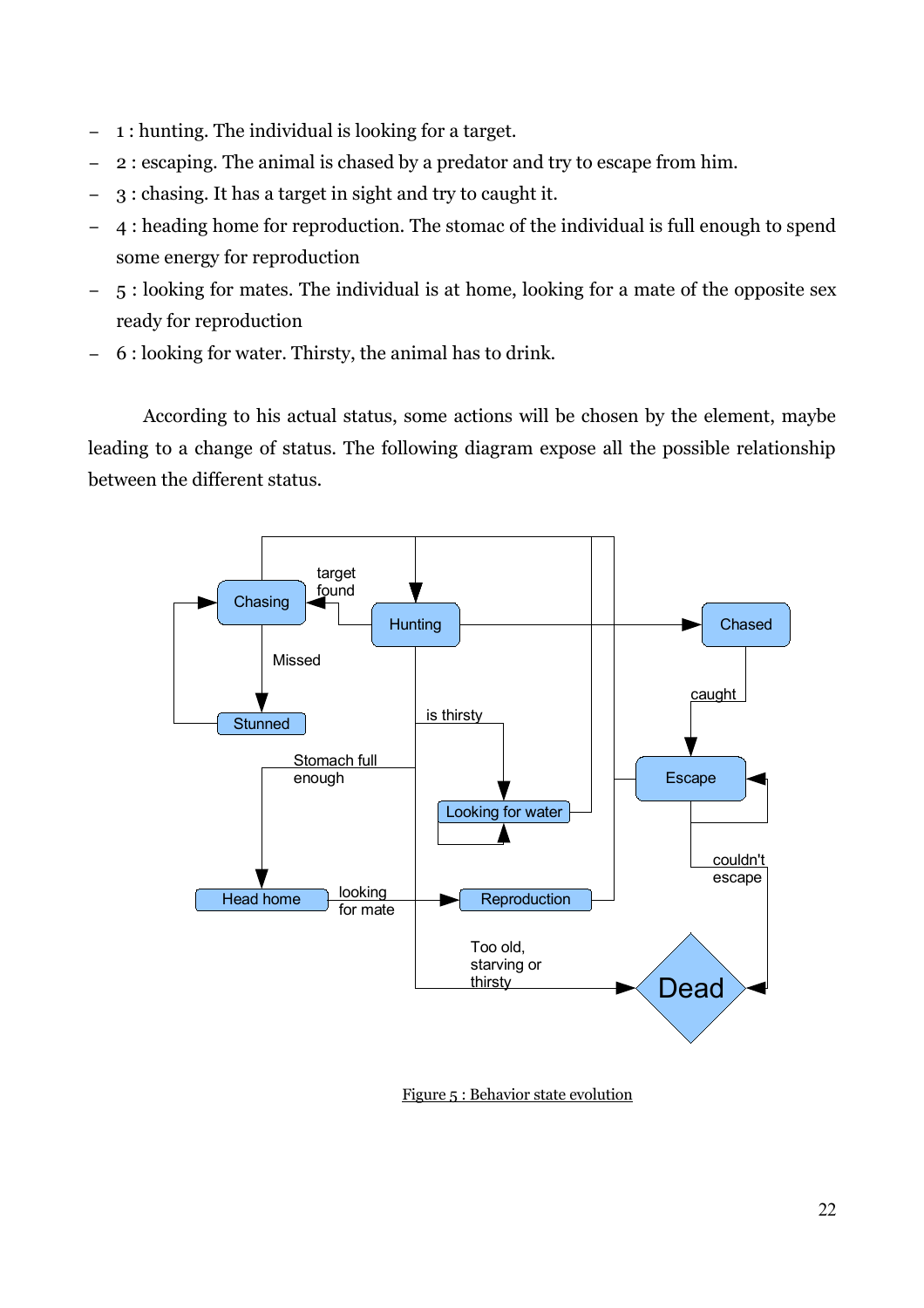- 1 : hunting. The individual is looking for a target.
- 2 : escaping. The animal is chased by a predator and try to escape from him.
- 3 : chasing. It has a target in sight and try to caught it.
- 4 : heading home for reproduction. The stomac of the individual is full enough to spend some energy for reproduction
- 5 : looking for mates. The individual is at home, looking for a mate of the opposite sex ready for reproduction
- 6 : looking for water. Thirsty, the animal has to drink.

According to his actual status, some actions will be chosen by the element, maybe leading to a change of status. The following diagram expose all the possible relationship between the different status.

Figure 5 : Behavior state evolution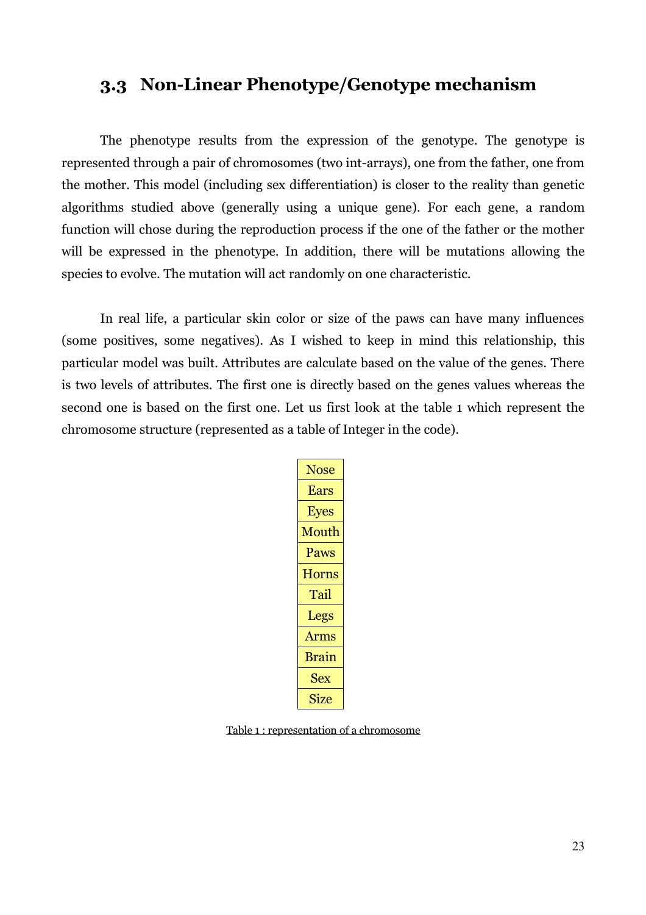## 3.3 Non-Linear Phenotype/Genotype mechanism

The phenotype results from the expression of the genotype. The genotype is represented through a pair of chromosomes (two int-arrays), one from the father, one from the mother. This model (including sex differentiation) is closer to the reality than genetic algorithms studied above (generally using a unique gene). For each gene, a random function will chose during the reproduction process if the one of the father or the mother will be expressed in the phenotype. In addition, there will be mutations allowing the species to evolve. The mutation will act randomly on one characteristic.

In real life, a particular skin color or size of the paws can have many influences (some positives, some negatives). As I wished to keep in mind this relationship, this particular model was built. Attributes are calculate based on the value of the genes. There is two levels of attributes. The first one is directly based on the genes values whereas the second one is based on the first one. Let us first look at the table 1 which represent the chromosome structure (represented as a table of Integer in the code).

| Nose |
|---|
| Ears |
| Eyes |
| Mouth |
| Paws |
| Horns |
| Tail |
| Legs |
| Arms |
| Brain |
| Sex |
| Size |

Table 1 : representation of a chromosome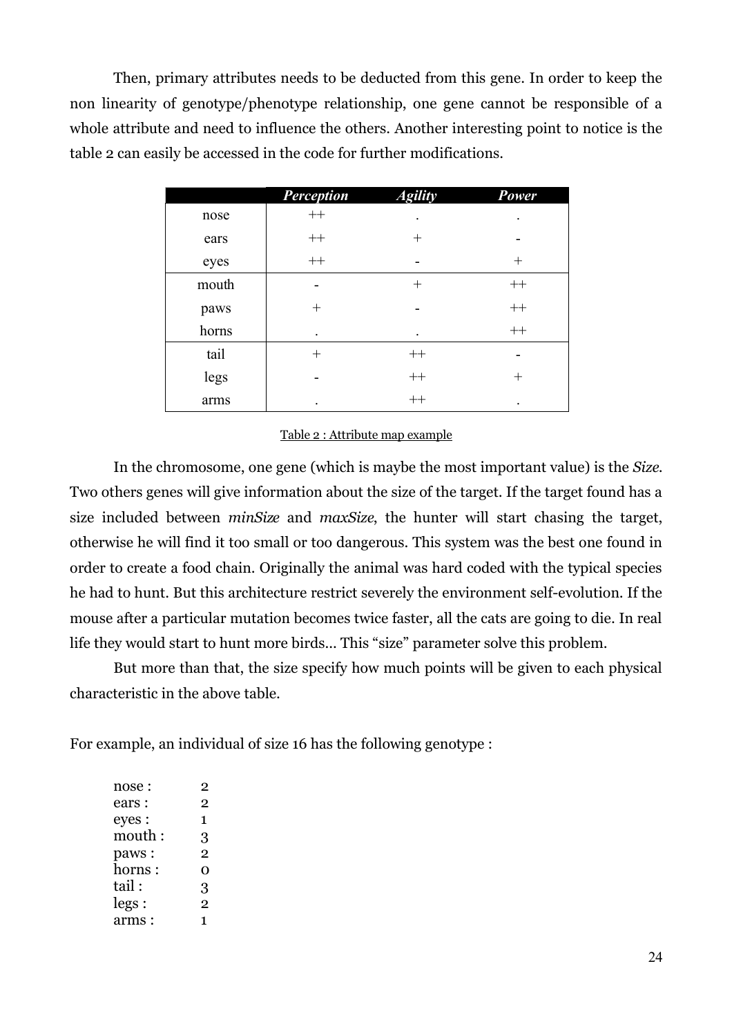Then, primary attributes needs to be deducted from this gene. In order to keep the non linearity of genotype/phenotype relationship, one gene cannot be responsible of a whole attribute and need to influence the others. Another interesting point to notice is the table 2 can easily be accessed in the code for further modifications.

| | ***Perception*** | ***Agility*** | ***Power*** |
|---|---|---|---|
| nose | ++ | . | . |
| ears | ++ | + | - |
| eyes | ++ | - | + |
| mouth | - | + | ++ |
| paws | + | - | ++ |
| horns | . | . | ++ |
| tail | + | ++ | - |
| legs | - | ++ | + |
| arms | . | ++ | . |

Table 2 : Attribute map example

In the chromosome, one gene (which is maybe the most important value) is the *Size*. Two others genes will give information about the size of the target. If the target found has a size included between *minSize* and *maxSize*, the hunter will start chasing the target, otherwise he will find it too small or too dangerous. This system was the best one found in order to create a food chain. Originally the animal was hard coded with the typical species he had to hunt. But this architecture restrict severely the environment self-evolution. If the mouse after a particular mutation becomes twice faster, all the cats are going to die. In real life they would start to hunt more birds... This "size" parameter solve this problem.

But more than that, the size specify how much points will be given to each physical characteristic in the above table.

For example, an individual of size 16 has the following genotype :

```
nose :    2
ears :    2
eyes :    1
mouth :   3
paws :    2
horns :   0
tail :    3
legs :    2
arms :    1
```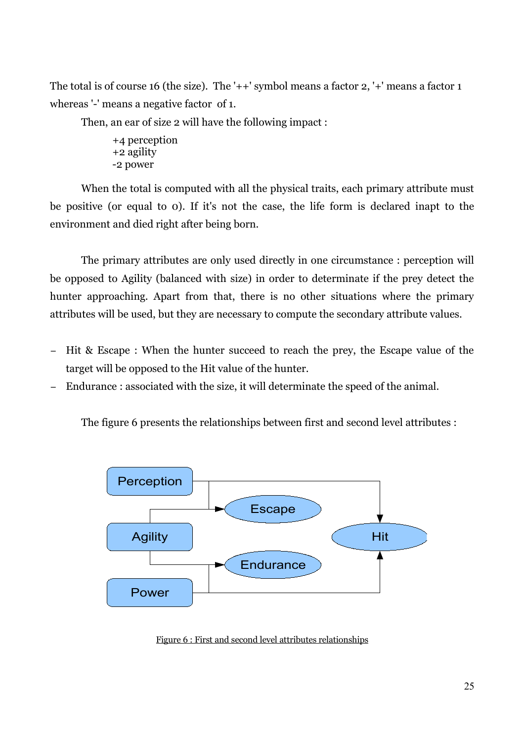The total is of course 16 (the size). The '++' symbol means a factor 2, '+' means a factor 1 whereas '-' means a negative factor of 1.

Then, an ear of size 2 will have the following impact :

+4 perception
+2 agility
-2 power

When the total is computed with all the physical traits, each primary attribute must be positive (or equal to 0). If it's not the case, the life form is declared inapt to the environment and died right after being born.

The primary attributes are only used directly in one circumstance : perception will be opposed to Agility (balanced with size) in order to determinate if the prey detect the hunter approaching. Apart from that, there is no other situations where the primary attributes will be used, but they are necessary to compute the secondary attribute values.

- Hit & Escape : When the hunter succeed to reach the prey, the Escape value of the target will be opposed to the Hit value of the hunter.
- Endurance : associated with the size, it will determinate the speed of the animal.

The figure 6 presents the relationships between first and second level attributes :

Figure 6 : First and second level attributes relationships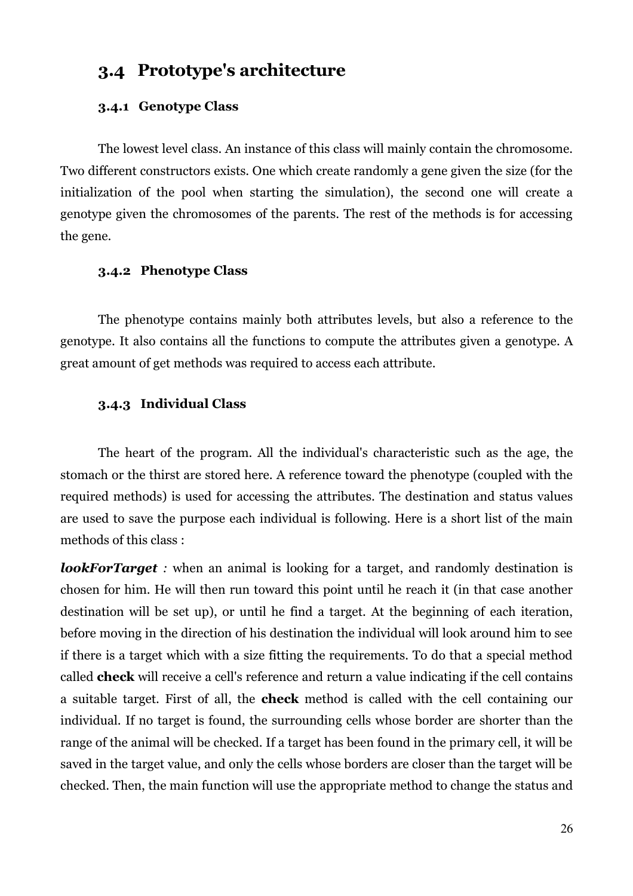## 3.4 Prototype's architecture

### 3.4.1 Genotype Class

The lowest level class. An instance of this class will mainly contain the chromosome. Two different constructors exists. One which create randomly a gene given the size (for the initialization of the pool when starting the simulation), the second one will create a genotype given the chromosomes of the parents. The rest of the methods is for accessing the gene.

### 3.4.2 Phenotype Class

The phenotype contains mainly both attributes levels, but also a reference to the genotype. It also contains all the functions to compute the attributes given a genotype. A great amount of get methods was required to access each attribute.

### 3.4.3 Individual Class

The heart of the program. All the individual's characteristic such as the age, the stomach or the thirst are stored here. A reference toward the phenotype (coupled with the required methods) is used for accessing the attributes. The destination and status values are used to save the purpose each individual is following. Here is a short list of the main methods of this class :

***lookForTarget*** *:* when an animal is looking for a target, and randomly destination is chosen for him. He will then run toward this point until he reach it (in that case another destination will be set up), or until he find a target. At the beginning of each iteration, before moving in the direction of his destination the individual will look around him to see if there is a target which with a size fitting the requirements. To do that a special method called **check** will receive a cell's reference and return a value indicating if the cell contains a suitable target. First of all, the **check** method is called with the cell containing our individual. If no target is found, the surrounding cells whose border are shorter than the range of the animal will be checked. If a target has been found in the primary cell, it will be saved in the target value, and only the cells whose borders are closer than the target will be checked. Then, the main function will use the appropriate method to change the status and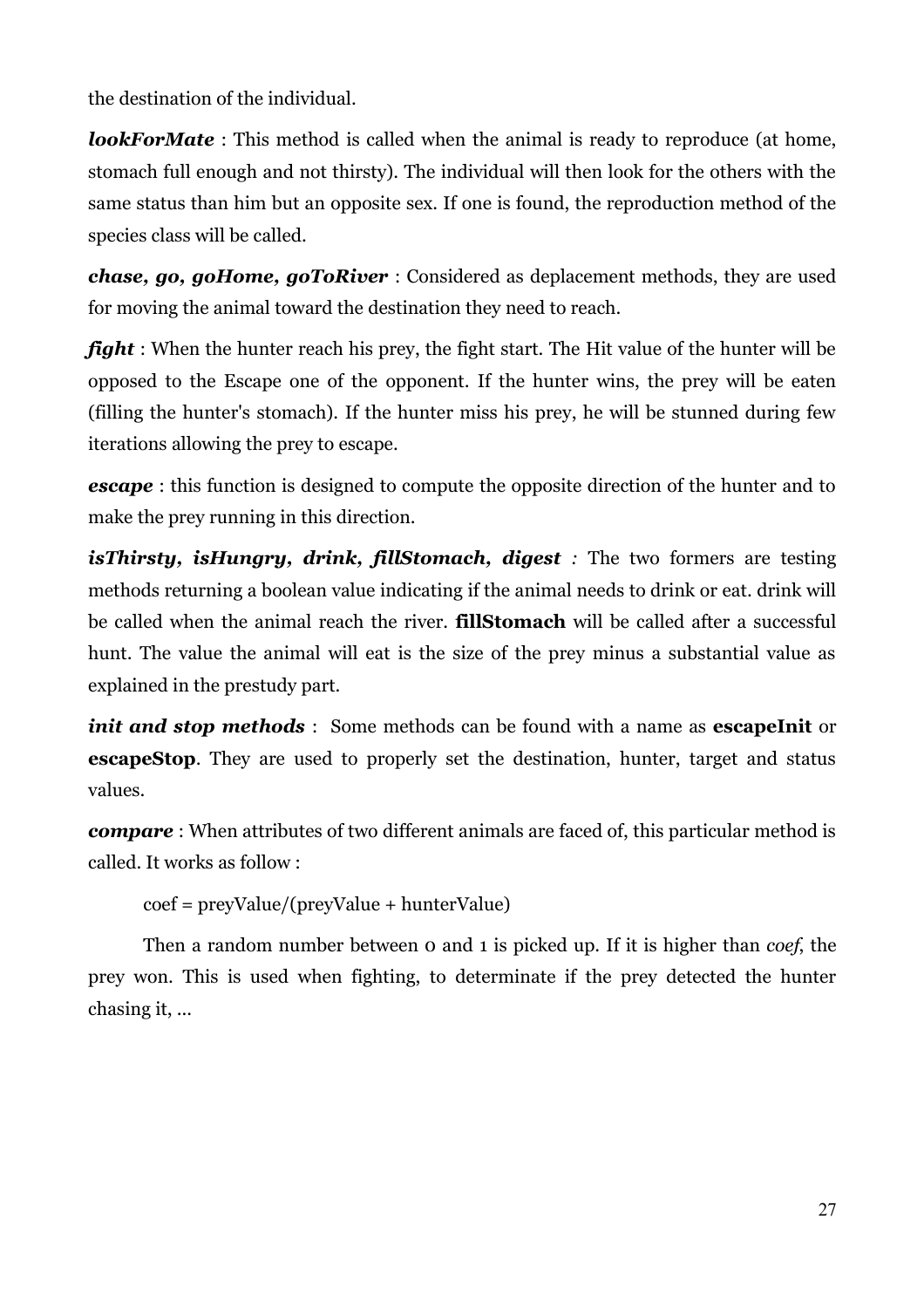the destination of the individual.

***lookForMate*** : This method is called when the animal is ready to reproduce (at home, stomach full enough and not thirsty). The individual will then look for the others with the same status than him but an opposite sex. If one is found, the reproduction method of the species class will be called.

***chase, go, goHome, goToRiver*** : Considered as deplacement methods, they are used for moving the animal toward the destination they need to reach.

***fight*** : When the hunter reach his prey, the fight start. The Hit value of the hunter will be opposed to the Escape one of the opponent. If the hunter wins, the prey will be eaten (filling the hunter's stomach). If the hunter miss his prey, he will be stunned during few iterations allowing the prey to escape.

***escape*** : this function is designed to compute the opposite direction of the hunter and to make the prey running in this direction.

***isThirsty, isHungry, drink, fillStomach, digest*** *:* The two formers are testing methods returning a boolean value indicating if the animal needs to drink or eat. drink will be called when the animal reach the river. **fillStomach** will be called after a successful hunt. The value the animal will eat is the size of the prey minus a substantial value as explained in the prestudy part.

***init and stop methods*** : Some methods can be found with a name as **escapeInit** or **escapeStop**. They are used to properly set the destination, hunter, target and status values.

***compare*** : When attributes of two different animals are faced of, this particular method is called. It works as follow :

coef = preyValue/(preyValue + hunterValue)

Then a random number between 0 and 1 is picked up. If it is higher than *coef*, the prey won. This is used when fighting, to determinate if the prey detected the hunter chasing it, ...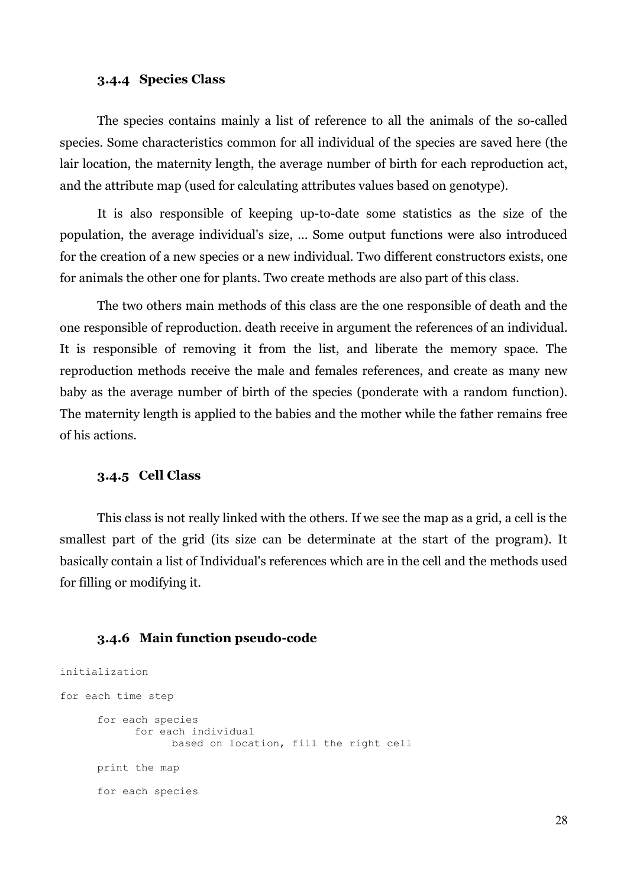### 3.4.4 Species Class

The species contains mainly a list of reference to all the animals of the so-called species. Some characteristics common for all individual of the species are saved here (the lair location, the maternity length, the average number of birth for each reproduction act, and the attribute map (used for calculating attributes values based on genotype).

It is also responsible of keeping up-to-date some statistics as the size of the population, the average individual's size, ... Some output functions were also introduced for the creation of a new species or a new individual. Two different constructors exists, one for animals the other one for plants. Two create methods are also part of this class.

The two others main methods of this class are the one responsible of death and the one responsible of reproduction. death receive in argument the references of an individual. It is responsible of removing it from the list, and liberate the memory space. The reproduction methods receive the male and females references, and create as many new baby as the average number of birth of the species (ponderate with a random function). The maternity length is applied to the babies and the mother while the father remains free of his actions.

### 3.4.5 Cell Class

This class is not really linked with the others. If we see the map as a grid, a cell is the smallest part of the grid (its size can be determinate at the start of the program). It basically contain a list of Individual's references which are in the cell and the methods used for filling or modifying it.

### 3.4.6 Main function pseudo-code

```
initialization

for each time step

      for each species
            for each individual
                  based on location, fill the right cell

      print the map

      for each species
```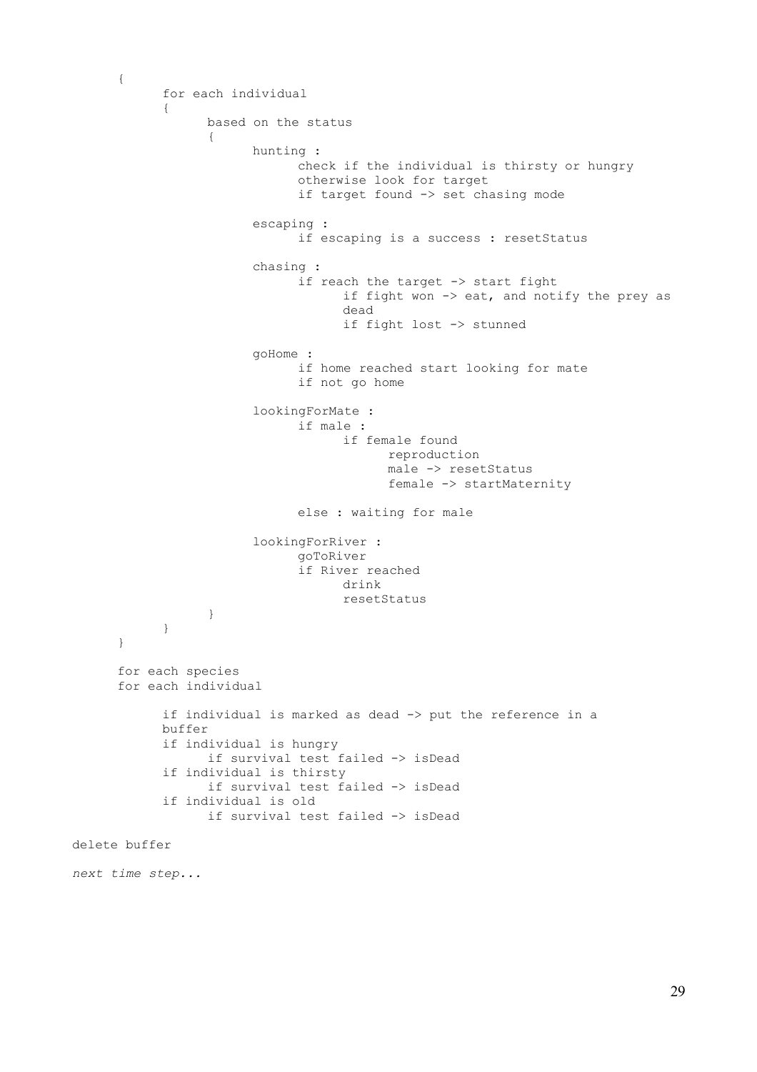```
      {
            for each individual
            {
                  based on the status
                  {
                        hunting :
                              check if the individual is thirsty or hungry
                              otherwise look for target
                              if target found -> set chasing mode

                        escaping :
                              if escaping is a success : resetStatus

                        chasing :
                              if reach the target -> start fight
                                    if fight won -> eat, and notify the prey as
                                    dead
                                    if fight lost -> stunned

                        goHome :
                              if home reached start looking for mate
                              if not go home

                        lookingForMate :
                              if male :
                                    if female found
                                          reproduction
                                          male -> resetStatus
                                          female -> startMaternity

                              else : waiting for male

                        lookingForRiver :
                              goToRiver
                              if River reached
                                    drink
                                    resetStatus
                  }
            }
      }

      for each species
      for each individual

            if individual is marked as dead -> put the reference in a
            buffer
            if individual is hungry
                  if survival test failed -> isDead
            if individual is thirsty
                  if survival test failed -> isDead
            if individual is old
                  if survival test failed -> isDead

delete buffer
```

*next time step...*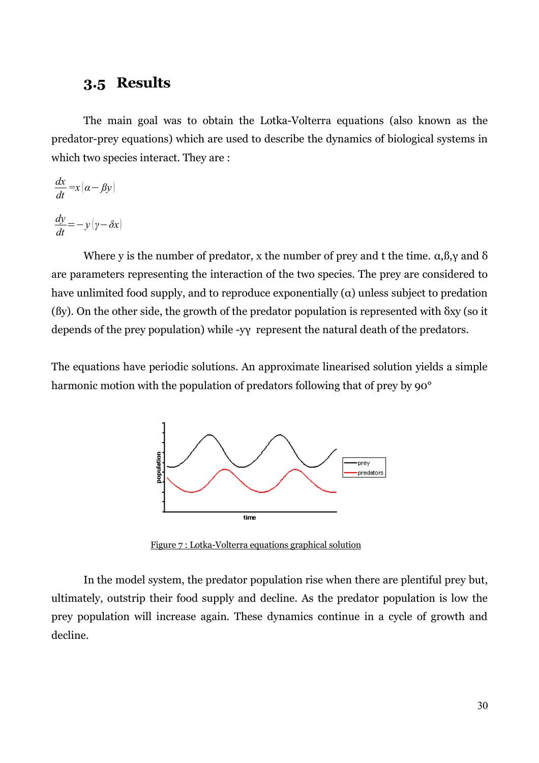## 3.5 Results

The main goal was to obtain the Lotka-Volterra equations (also known as the predator-prey equations) which are used to describe the dynamics of biological systems in which two species interact. They are :

$$\frac{dx}{dt} = x(\alpha - \beta y)$$

$$\frac{dy}{dt} = -y(\gamma - \delta x)$$

Where y is the number of predator, x the number of prey and t the time. $\alpha$,$\beta$,$\gamma$ and $\delta$ are parameters representing the interaction of the two species. The prey are considered to have unlimited food supply, and to reproduce exponentially ($\alpha$) unless subject to predation ($\beta y$). On the other side, the growth of the predator population is represented with $\delta xy$ (so it depends of the prey population) while $-y\gamma$ represent the natural death of the predators.

The equations have periodic solutions. An approximate linearised solution yields a simple harmonic motion with the population of predators following that of prey by 90°

Figure 7 : Lotka-Volterra equations graphical solution

In the model system, the predator population rise when there are plentiful prey but, ultimately, outstrip their food supply and decline. As the predator population is low the prey population will increase again. These dynamics continue in a cycle of growth and decline.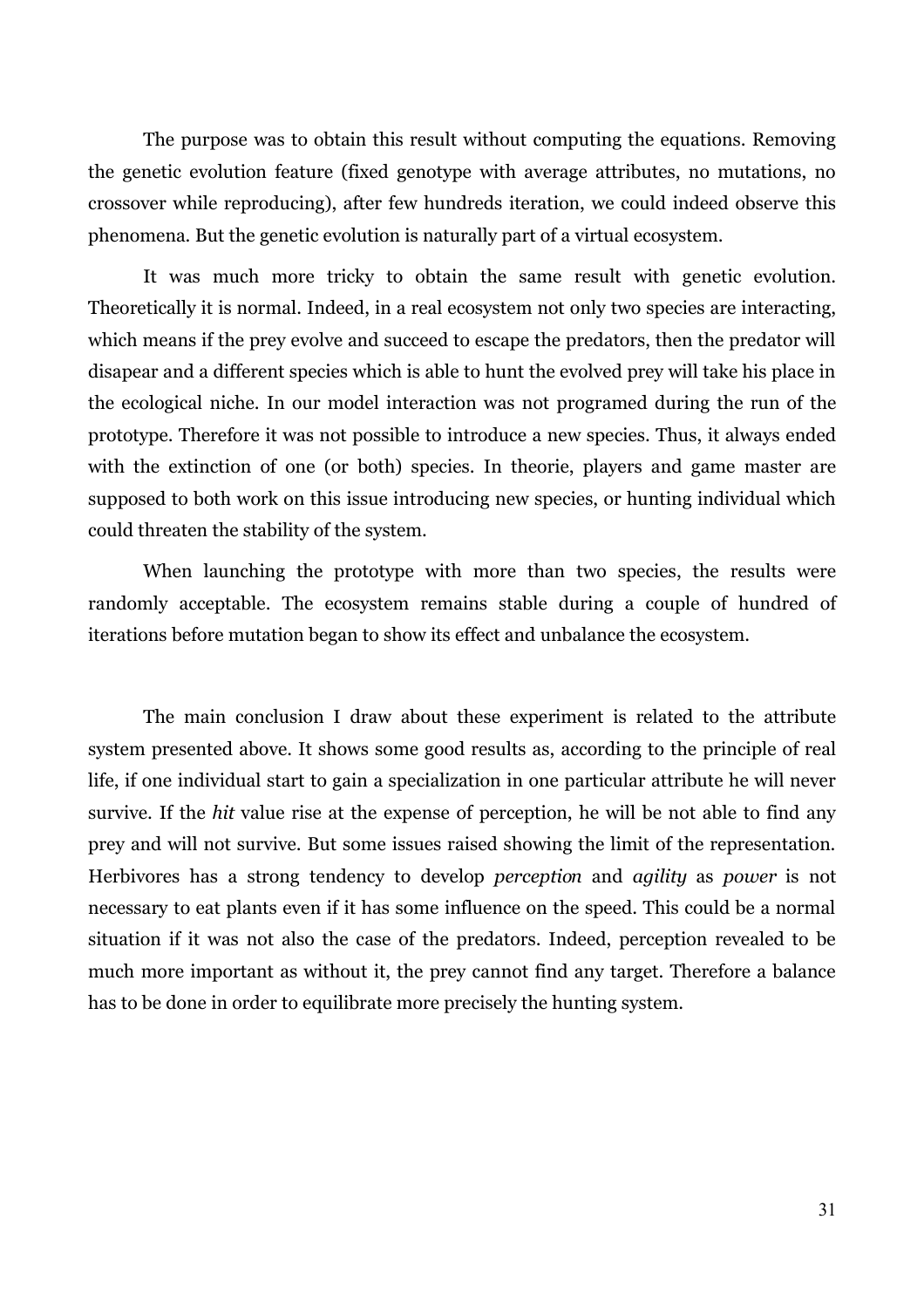The purpose was to obtain this result without computing the equations. Removing the genetic evolution feature (fixed genotype with average attributes, no mutations, no crossover while reproducing), after few hundreds iteration, we could indeed observe this phenomena. But the genetic evolution is naturally part of a virtual ecosystem.

It was much more tricky to obtain the same result with genetic evolution. Theoretically it is normal. Indeed, in a real ecosystem not only two species are interacting, which means if the prey evolve and succeed to escape the predators, then the predator will disapear and a different species which is able to hunt the evolved prey will take his place in the ecological niche. In our model interaction was not programed during the run of the prototype. Therefore it was not possible to introduce a new species. Thus, it always ended with the extinction of one (or both) species. In theorie, players and game master are supposed to both work on this issue introducing new species, or hunting individual which could threaten the stability of the system.

When launching the prototype with more than two species, the results were randomly acceptable. The ecosystem remains stable during a couple of hundred of iterations before mutation began to show its effect and unbalance the ecosystem.

The main conclusion I draw about these experiment is related to the attribute system presented above. It shows some good results as, according to the principle of real life, if one individual start to gain a specialization in one particular attribute he will never survive. If the *hit* value rise at the expense of perception, he will be not able to find any prey and will not survive. But some issues raised showing the limit of the representation. Herbivores has a strong tendency to develop *perception* and *agility* as *power* is not necessary to eat plants even if it has some influence on the speed. This could be a normal situation if it was not also the case of the predators. Indeed, perception revealed to be much more important as without it, the prey cannot find any target. Therefore a balance has to be done in order to equilibrate more precisely the hunting system.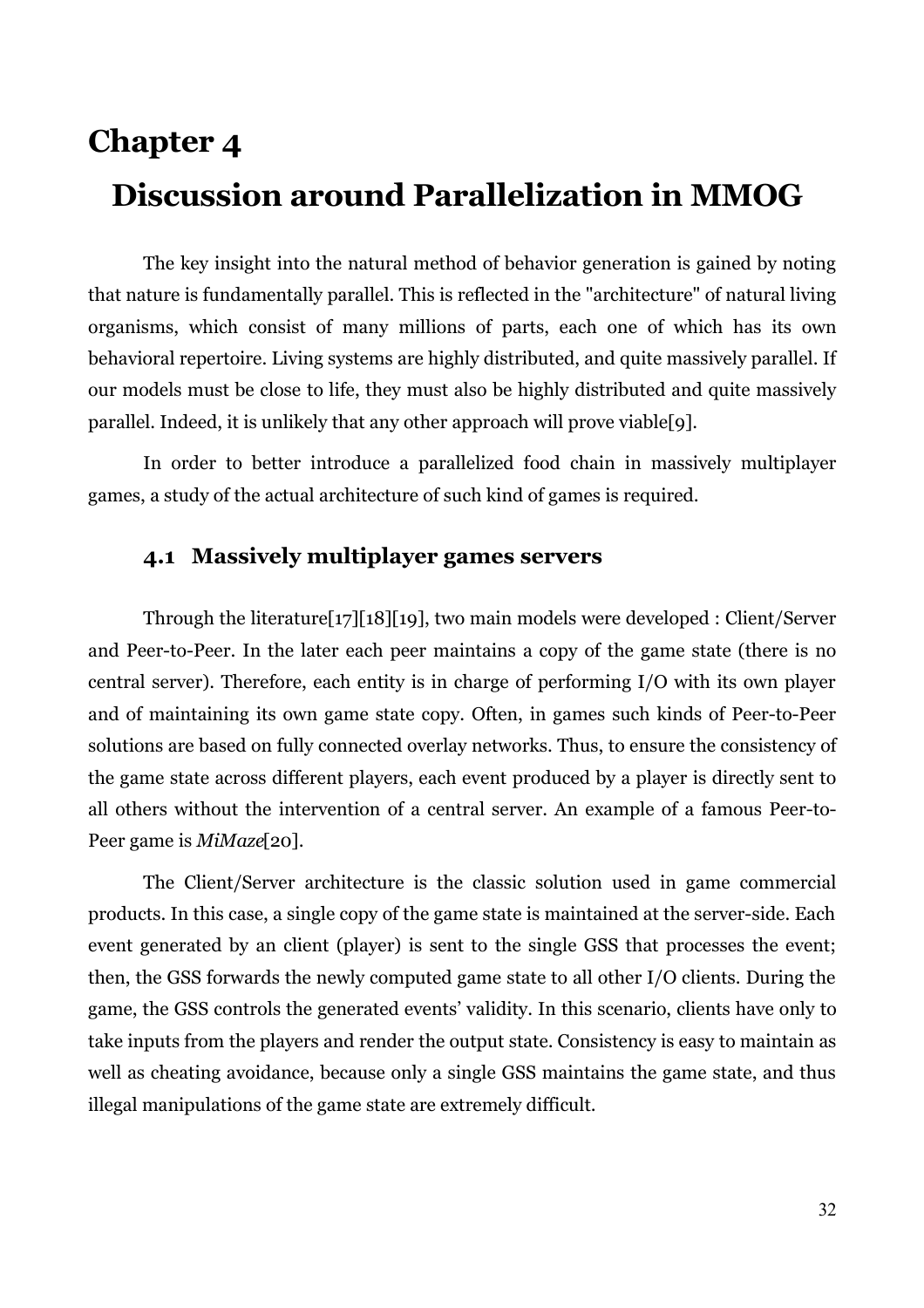# Chapter 4

# Discussion around Parallelization in MMOG

The key insight into the natural method of behavior generation is gained by noting that nature is fundamentally parallel. This is reflected in the "architecture" of natural living organisms, which consist of many millions of parts, each one of which has its own behavioral repertoire. Living systems are highly distributed, and quite massively parallel. If our models must be close to life, they must also be highly distributed and quite massively parallel. Indeed, it is unlikely that any other approach will prove viable[9].

In order to better introduce a parallelized food chain in massively multiplayer games, a study of the actual architecture of such kind of games is required.

## 4.1 Massively multiplayer games servers

Through the literature[17][18][19], two main models were developed : Client/Server and Peer-to-Peer. In the later each peer maintains a copy of the game state (there is no central server). Therefore, each entity is in charge of performing I/O with its own player and of maintaining its own game state copy. Often, in games such kinds of Peer-to-Peer solutions are based on fully connected overlay networks. Thus, to ensure the consistency of the game state across different players, each event produced by a player is directly sent to all others without the intervention of a central server. An example of a famous Peer-to-Peer game is *MiMaze*[20].

The Client/Server architecture is the classic solution used in game commercial products. In this case, a single copy of the game state is maintained at the server-side. Each event generated by an client (player) is sent to the single GSS that processes the event; then, the GSS forwards the newly computed game state to all other I/O clients. During the game, the GSS controls the generated events' validity. In this scenario, clients have only to take inputs from the players and render the output state. Consistency is easy to maintain as well as cheating avoidance, because only a single GSS maintains the game state, and thus illegal manipulations of the game state are extremely difficult.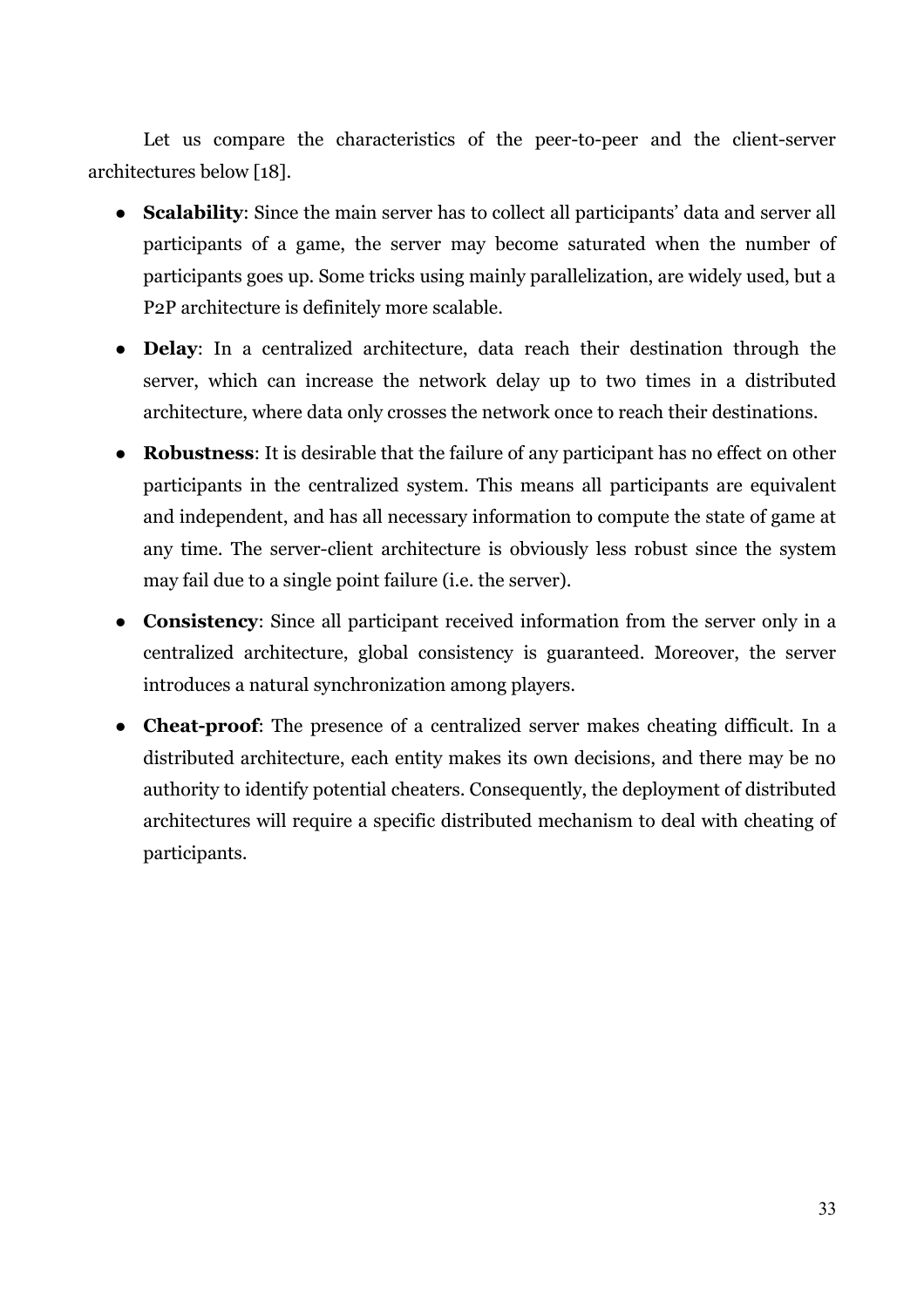Let us compare the characteristics of the peer-to-peer and the client-server architectures below [18].

- **Scalability**: Since the main server has to collect all participants' data and server all participants of a game, the server may become saturated when the number of participants goes up. Some tricks using mainly parallelization, are widely used, but a P2P architecture is definitely more scalable.
- **Delay**: In a centralized architecture, data reach their destination through the server, which can increase the network delay up to two times in a distributed architecture, where data only crosses the network once to reach their destinations.
- **Robustness**: It is desirable that the failure of any participant has no effect on other participants in the centralized system. This means all participants are equivalent and independent, and has all necessary information to compute the state of game at any time. The server-client architecture is obviously less robust since the system may fail due to a single point failure (i.e. the server).
- **Consistency**: Since all participant received information from the server only in a centralized architecture, global consistency is guaranteed. Moreover, the server introduces a natural synchronization among players.
- **Cheat-proof**: The presence of a centralized server makes cheating difficult. In a distributed architecture, each entity makes its own decisions, and there may be no authority to identify potential cheaters. Consequently, the deployment of distributed architectures will require a specific distributed mechanism to deal with cheating of participants.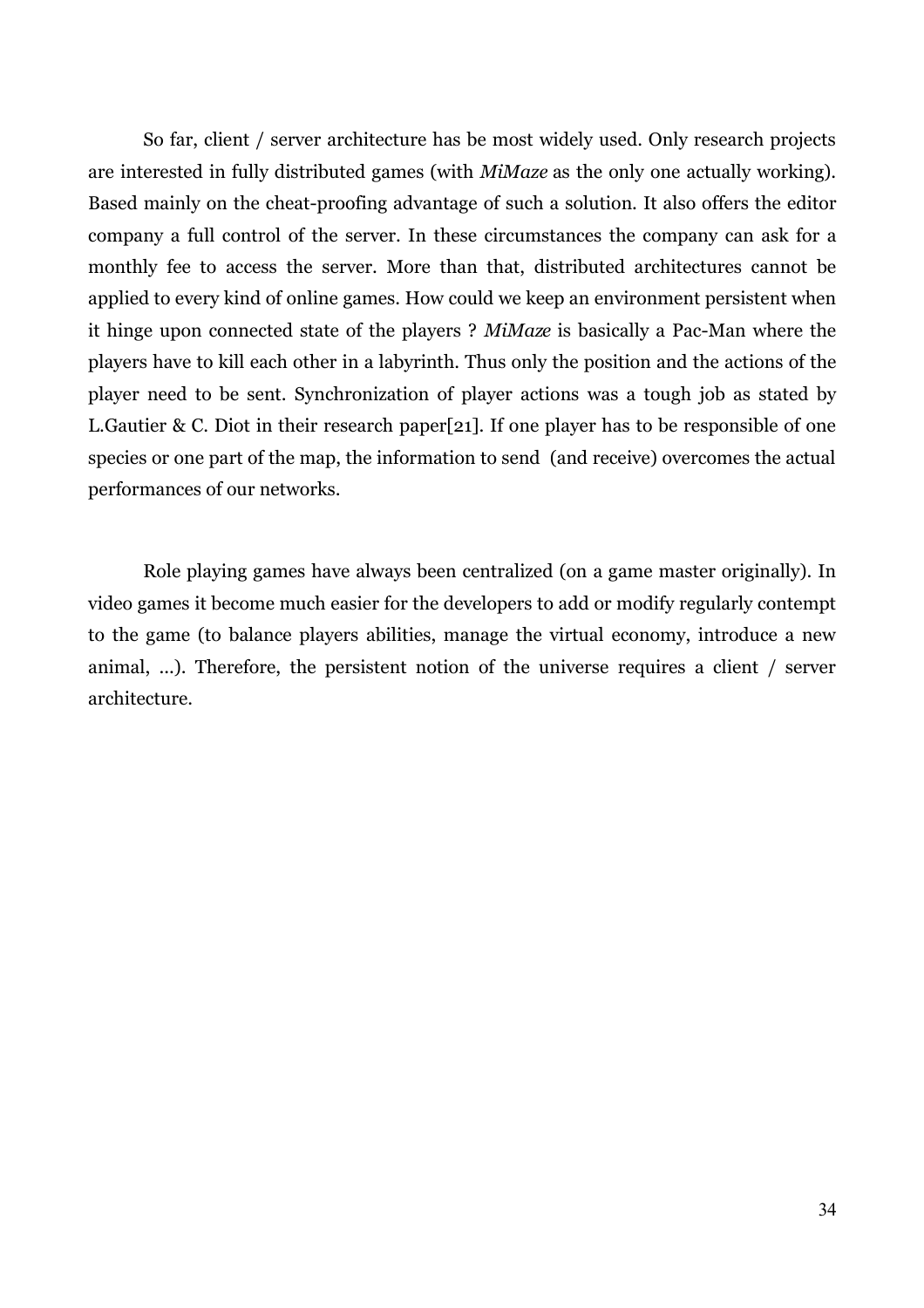So far, client / server architecture has be most widely used. Only research projects are interested in fully distributed games (with *MiMaze* as the only one actually working). Based mainly on the cheat-proofing advantage of such a solution. It also offers the editor company a full control of the server. In these circumstances the company can ask for a monthly fee to access the server. More than that, distributed architectures cannot be applied to every kind of online games. How could we keep an environment persistent when it hinge upon connected state of the players ? *MiMaze* is basically a Pac-Man where the players have to kill each other in a labyrinth. Thus only the position and the actions of the player need to be sent. Synchronization of player actions was a tough job as stated by L.Gautier & C. Diot in their research paper[21]. If one player has to be responsible of one species or one part of the map, the information to send (and receive) overcomes the actual performances of our networks.

Role playing games have always been centralized (on a game master originally). In video games it become much easier for the developers to add or modify regularly contempt to the game (to balance players abilities, manage the virtual economy, introduce a new animal, ...). Therefore, the persistent notion of the universe requires a client / server architecture.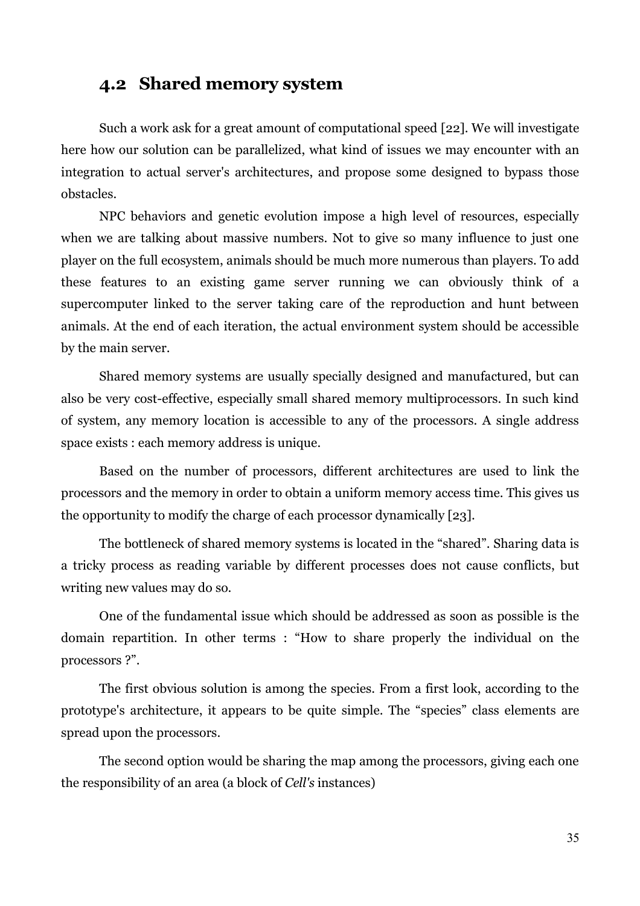## 4.2 Shared memory system

Such a work ask for a great amount of computational speed [22]. We will investigate here how our solution can be parallelized, what kind of issues we may encounter with an integration to actual server's architectures, and propose some designed to bypass those obstacles.

NPC behaviors and genetic evolution impose a high level of resources, especially when we are talking about massive numbers. Not to give so many influence to just one player on the full ecosystem, animals should be much more numerous than players. To add these features to an existing game server running we can obviously think of a supercomputer linked to the server taking care of the reproduction and hunt between animals. At the end of each iteration, the actual environment system should be accessible by the main server.

Shared memory systems are usually specially designed and manufactured, but can also be very cost-effective, especially small shared memory multiprocessors. In such kind of system, any memory location is accessible to any of the processors. A single address space exists : each memory address is unique.

Based on the number of processors, different architectures are used to link the processors and the memory in order to obtain a uniform memory access time. This gives us the opportunity to modify the charge of each processor dynamically [23].

The bottleneck of shared memory systems is located in the "shared". Sharing data is a tricky process as reading variable by different processes does not cause conflicts, but writing new values may do so.

One of the fundamental issue which should be addressed as soon as possible is the domain repartition. In other terms : "How to share properly the individual on the processors ?".

The first obvious solution is among the species. From a first look, according to the prototype's architecture, it appears to be quite simple. The "species" class elements are spread upon the processors.

The second option would be sharing the map among the processors, giving each one the responsibility of an area (a block of *Cell's* instances)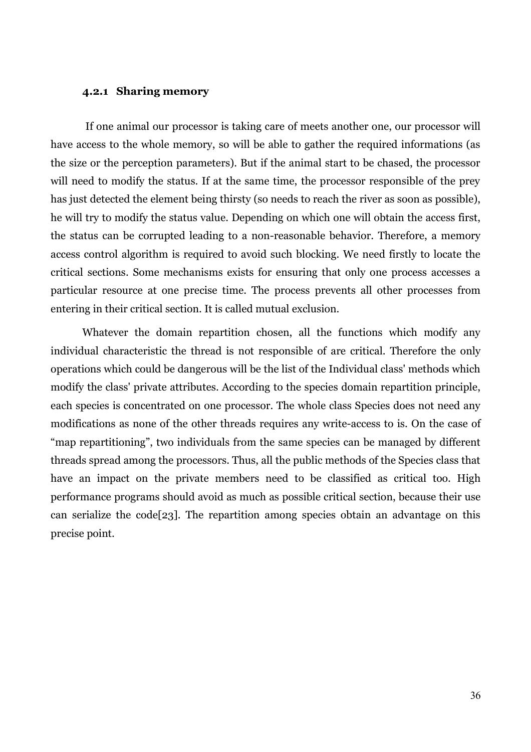#### 4.2.1 Sharing memory

If one animal our processor is taking care of meets another one, our processor will have access to the whole memory, so will be able to gather the required informations (as the size or the perception parameters). But if the animal start to be chased, the processor will need to modify the status. If at the same time, the processor responsible of the prey has just detected the element being thirsty (so needs to reach the river as soon as possible), he will try to modify the status value. Depending on which one will obtain the access first, the status can be corrupted leading to a non-reasonable behavior. Therefore, a memory access control algorithm is required to avoid such blocking. We need firstly to locate the critical sections. Some mechanisms exists for ensuring that only one process accesses a particular resource at one precise time. The process prevents all other processes from entering in their critical section. It is called mutual exclusion.

Whatever the domain repartition chosen, all the functions which modify any individual characteristic the thread is not responsible of are critical. Therefore the only operations which could be dangerous will be the list of the Individual class' methods which modify the class' private attributes. According to the species domain repartition principle, each species is concentrated on one processor. The whole class Species does not need any modifications as none of the other threads requires any write-access to is. On the case of “map repartitioning”, two individuals from the same species can be managed by different threads spread among the processors. Thus, all the public methods of the Species class that have an impact on the private members need to be classified as critical too. High performance programs should avoid as much as possible critical section, because their use can serialize the code[23]. The repartition among species obtain an advantage on this precise point.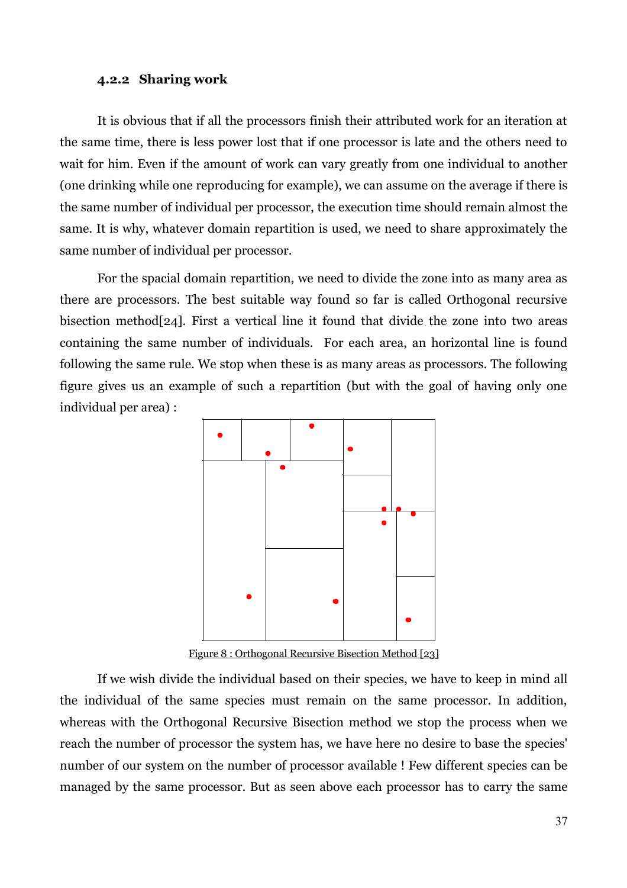### 4.2.2 Sharing work

It is obvious that if all the processors finish their attributed work for an iteration at the same time, there is less power lost that if one processor is late and the others need to wait for him. Even if the amount of work can vary greatly from one individual to another (one drinking while one reproducing for example), we can assume on the average if there is the same number of individual per processor, the execution time should remain almost the same. It is why, whatever domain repartition is used, we need to share approximately the same number of individual per processor.

For the spacial domain repartition, we need to divide the zone into as many area as there are processors. The best suitable way found so far is called Orthogonal recursive bisection method[24]. First a vertical line it found that divide the zone into two areas containing the same number of individuals. For each area, an horizontal line is found following the same rule. We stop when these is as many areas as processors. The following figure gives us an example of such a repartition (but with the goal of having only one individual per area) :

Figure 8 : Orthogonal Recursive Bisection Method [23]

If we wish divide the individual based on their species, we have to keep in mind all the individual of the same species must remain on the same processor. In addition, whereas with the Orthogonal Recursive Bisection method we stop the process when we reach the number of processor the system has, we have here no desire to base the species' number of our system on the number of processor available ! Few different species can be managed by the same processor. But as seen above each processor has to carry the same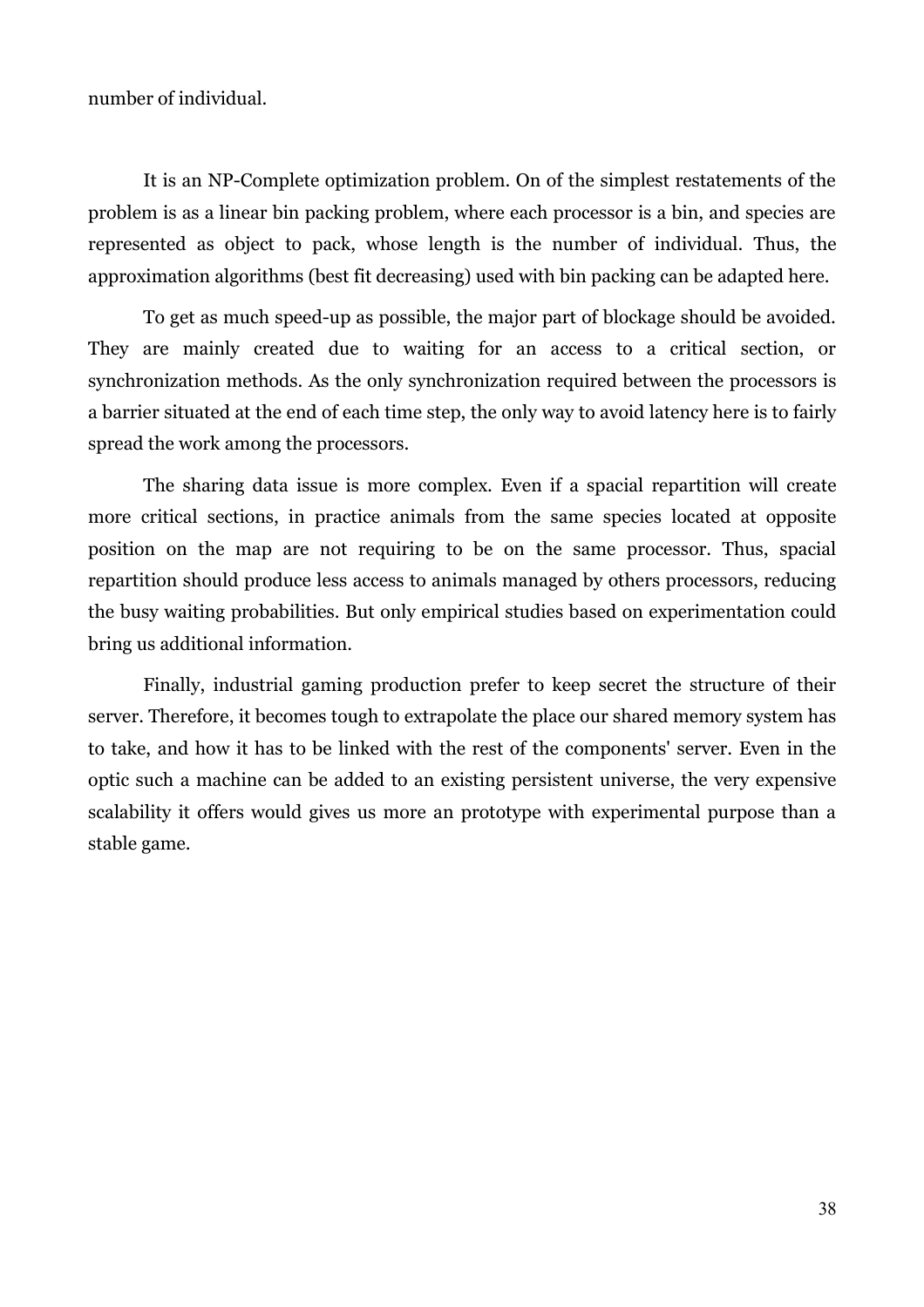number of individual.

It is an NP-Complete optimization problem. On of the simplest restatements of the problem is as a linear bin packing problem, where each processor is a bin, and species are represented as object to pack, whose length is the number of individual. Thus, the approximation algorithms (best fit decreasing) used with bin packing can be adapted here.

To get as much speed-up as possible, the major part of blockage should be avoided. They are mainly created due to waiting for an access to a critical section, or synchronization methods. As the only synchronization required between the processors is a barrier situated at the end of each time step, the only way to avoid latency here is to fairly spread the work among the processors.

The sharing data issue is more complex. Even if a spacial repartition will create more critical sections, in practice animals from the same species located at opposite position on the map are not requiring to be on the same processor. Thus, spacial repartition should produce less access to animals managed by others processors, reducing the busy waiting probabilities. But only empirical studies based on experimentation could bring us additional information.

Finally, industrial gaming production prefer to keep secret the structure of their server. Therefore, it becomes tough to extrapolate the place our shared memory system has to take, and how it has to be linked with the rest of the components' server. Even in the optic such a machine can be added to an existing persistent universe, the very expensive scalability it offers would gives us more an prototype with experimental purpose than a stable game.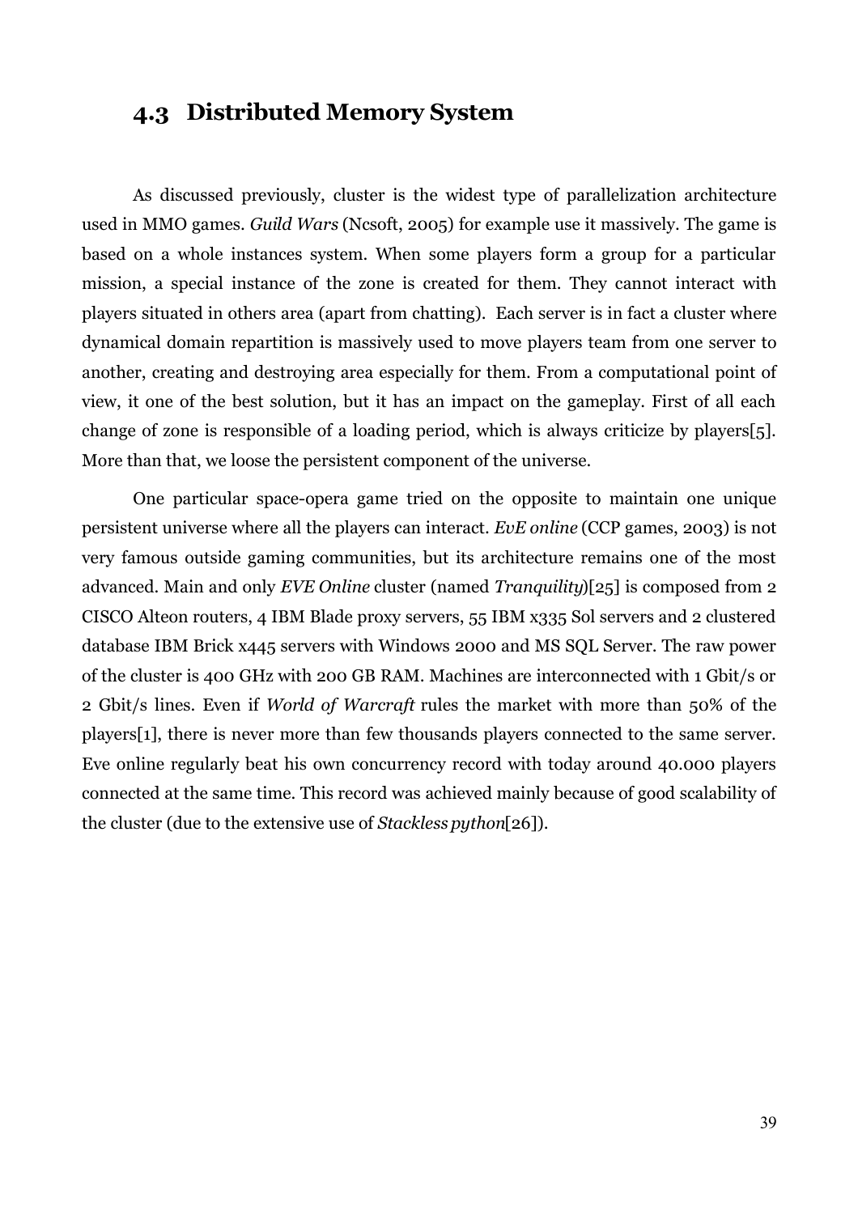## 4.3 Distributed Memory System

As discussed previously, cluster is the widest type of parallelization architecture used in MMO games. *Guild Wars* (Ncsoft, 2005) for example use it massively. The game is based on a whole instances system. When some players form a group for a particular mission, a special instance of the zone is created for them. They cannot interact with players situated in others area (apart from chatting). Each server is in fact a cluster where dynamical domain repartition is massively used to move players team from one server to another, creating and destroying area especially for them. From a computational point of view, it one of the best solution, but it has an impact on the gameplay. First of all each change of zone is responsible of a loading period, which is always criticize by players[5]. More than that, we loose the persistent component of the universe.

One particular space-opera game tried on the opposite to maintain one unique persistent universe where all the players can interact. *EvE online* (CCP games, 2003) is not very famous outside gaming communities, but its architecture remains one of the most advanced. Main and only *EVE Online* cluster (named *Tranquility*)[25] is composed from 2 CISCO Alteon routers, 4 IBM Blade proxy servers, 55 IBM x335 Sol servers and 2 clustered database IBM Brick x445 servers with Windows 2000 and MS SQL Server. The raw power of the cluster is 400 GHz with 200 GB RAM. Machines are interconnected with 1 Gbit/s or 2 Gbit/s lines. Even if *World of Warcraft* rules the market with more than 50% of the players[1], there is never more than few thousands players connected to the same server. Eve online regularly beat his own concurrency record with today around 40.000 players connected at the same time. This record was achieved mainly because of good scalability of the cluster (due to the extensive use of *Stackless python*[26]).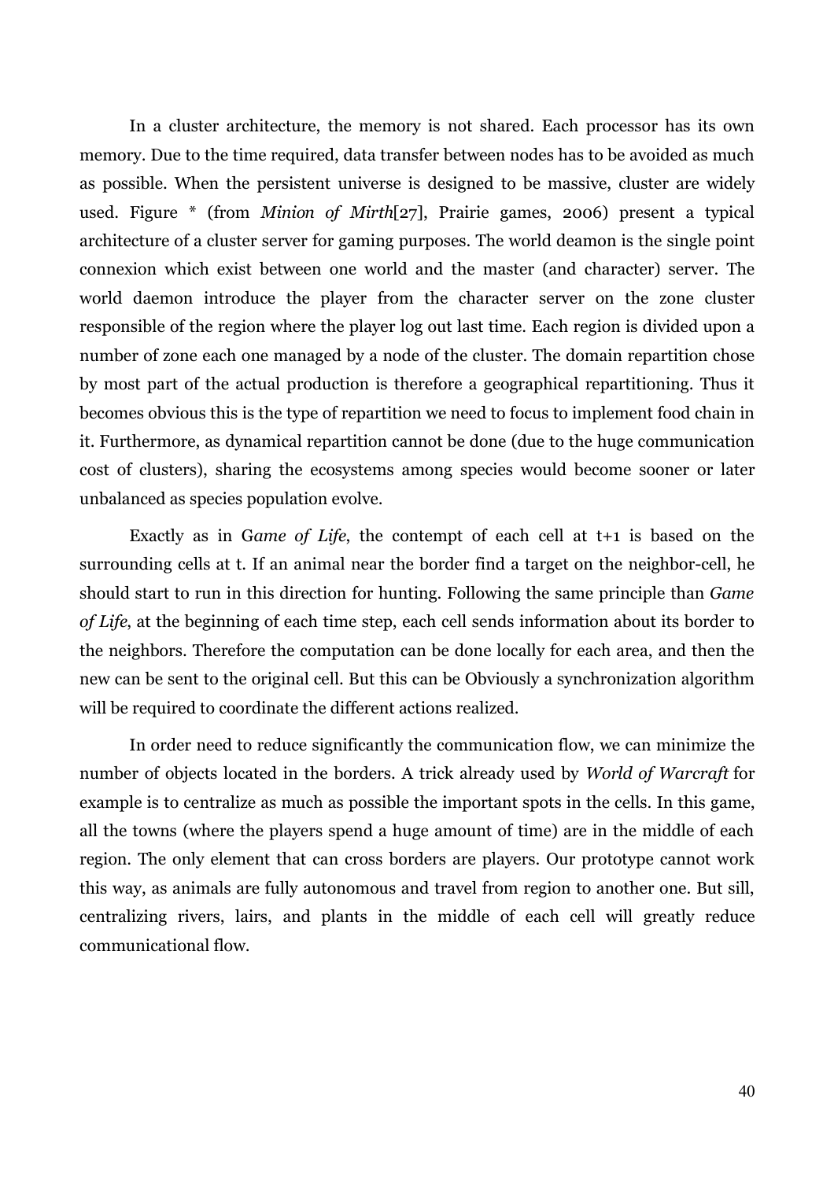In a cluster architecture, the memory is not shared. Each processor has its own memory. Due to the time required, data transfer between nodes has to be avoided as much as possible. When the persistent universe is designed to be massive, cluster are widely used. Figure * (from *Minion of Mirth*[27], Prairie games, 2006) present a typical architecture of a cluster server for gaming purposes. The world deamon is the single point connexion which exist between one world and the master (and character) server. The world daemon introduce the player from the character server on the zone cluster responsible of the region where the player log out last time. Each region is divided upon a number of zone each one managed by a node of the cluster. The domain repartition chose by most part of the actual production is therefore a geographical repartitioning. Thus it becomes obvious this is the type of repartition we need to focus to implement food chain in it. Furthermore, as dynamical repartition cannot be done (due to the huge communication cost of clusters), sharing the ecosystems among species would become sooner or later unbalanced as species population evolve.

Exactly as in G*ame of Life*, the contempt of each cell at t+1 is based on the surrounding cells at t. If an animal near the border find a target on the neighbor-cell, he should start to run in this direction for hunting. Following the same principle than *Game of Life*, at the beginning of each time step, each cell sends information about its border to the neighbors. Therefore the computation can be done locally for each area, and then the new can be sent to the original cell. But this can be Obviously a synchronization algorithm will be required to coordinate the different actions realized.

In order need to reduce significantly the communication flow, we can minimize the number of objects located in the borders. A trick already used by *World of Warcraft* for example is to centralize as much as possible the important spots in the cells. In this game, all the towns (where the players spend a huge amount of time) are in the middle of each region. The only element that can cross borders are players. Our prototype cannot work this way, as animals are fully autonomous and travel from region to another one. But sill, centralizing rivers, lairs, and plants in the middle of each cell will greatly reduce communicational flow.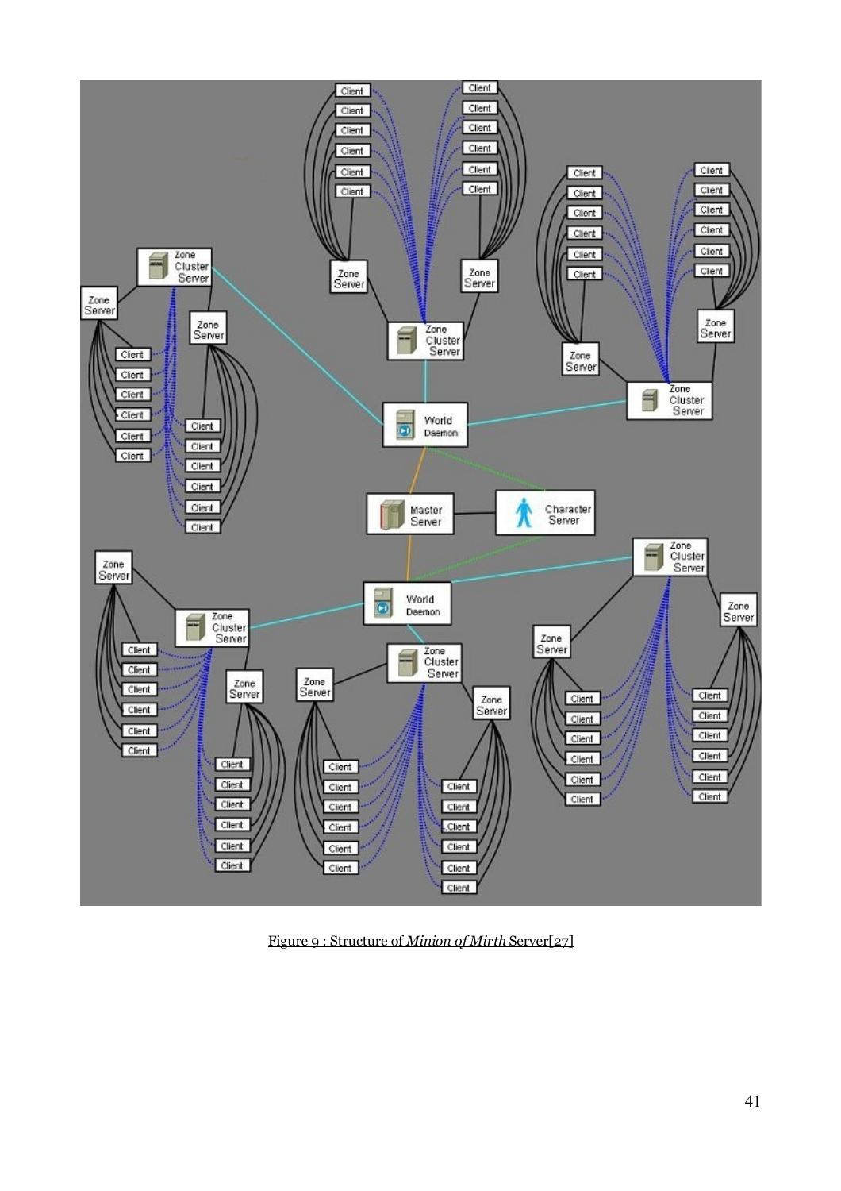Figure 9 : Structure of *Minion of Mirth* Server[27]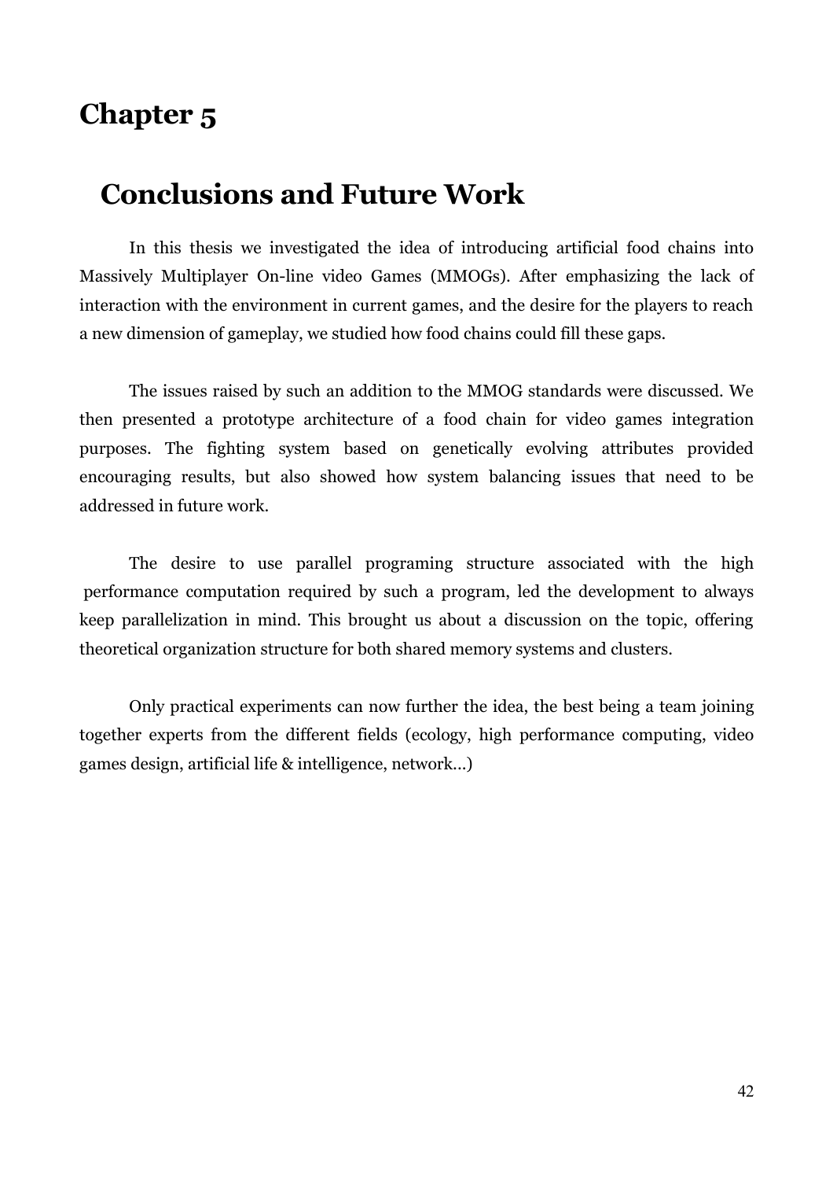# Chapter 5

## Conclusions and Future Work

In this thesis we investigated the idea of introducing artificial food chains into Massively Multiplayer On-line video Games (MMOGs). After emphasizing the lack of interaction with the environment in current games, and the desire for the players to reach a new dimension of gameplay, we studied how food chains could fill these gaps.

The issues raised by such an addition to the MMOG standards were discussed. We then presented a prototype architecture of a food chain for video games integration purposes. The fighting system based on genetically evolving attributes provided encouraging results, but also showed how system balancing issues that need to be addressed in future work.

The desire to use parallel programing structure associated with the high performance computation required by such a program, led the development to always keep parallelization in mind. This brought us about a discussion on the topic, offering theoretical organization structure for both shared memory systems and clusters.

Only practical experiments can now further the idea, the best being a team joining together experts from the different fields (ecology, high performance computing, video games design, artificial life & intelligence, network...)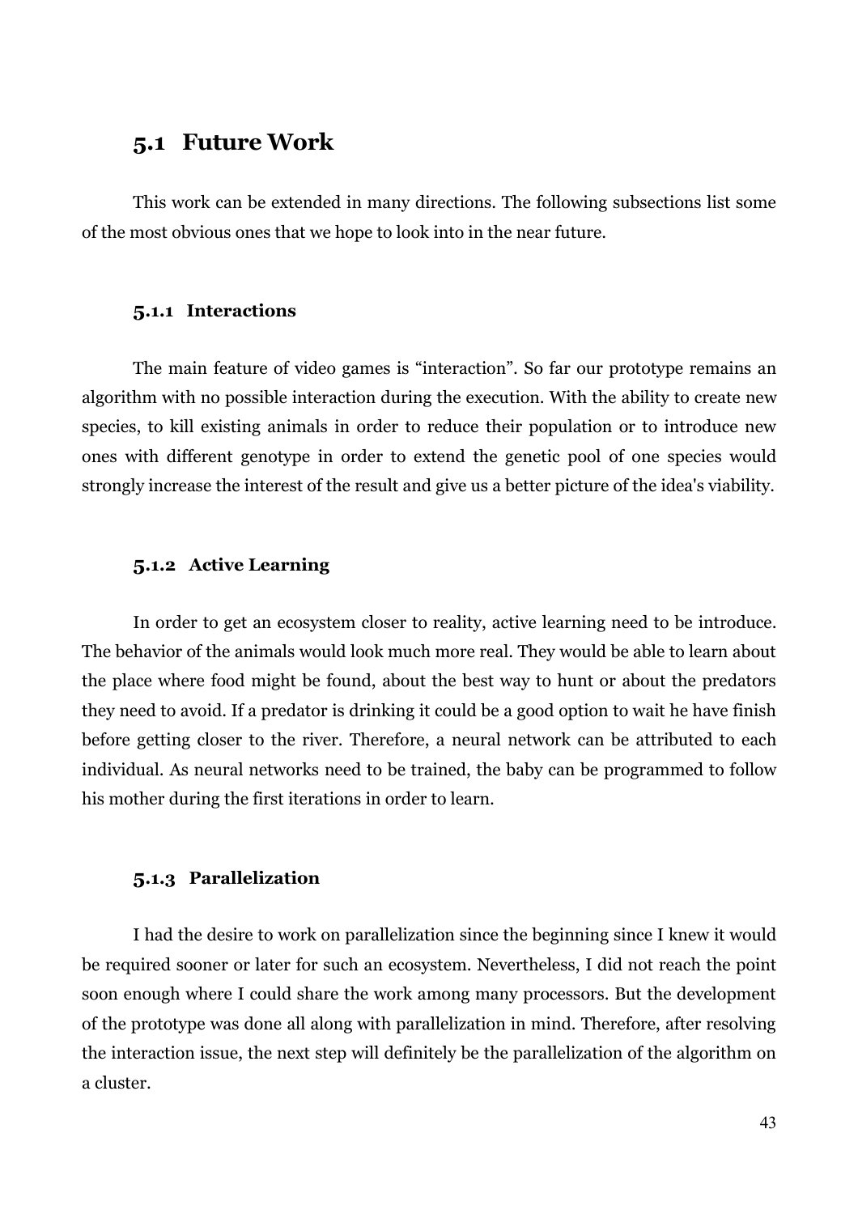## 5.1 Future Work

This work can be extended in many directions. The following subsections list some of the most obvious ones that we hope to look into in the near future.

### 5.1.1 Interactions

The main feature of video games is “interaction”. So far our prototype remains an algorithm with no possible interaction during the execution. With the ability to create new species, to kill existing animals in order to reduce their population or to introduce new ones with different genotype in order to extend the genetic pool of one species would strongly increase the interest of the result and give us a better picture of the idea's viability.

### 5.1.2 Active Learning

In order to get an ecosystem closer to reality, active learning need to be introduce. The behavior of the animals would look much more real. They would be able to learn about the place where food might be found, about the best way to hunt or about the predators they need to avoid. If a predator is drinking it could be a good option to wait he have finish before getting closer to the river. Therefore, a neural network can be attributed to each individual. As neural networks need to be trained, the baby can be programmed to follow his mother during the first iterations in order to learn.

### 5.1.3 Parallelization

I had the desire to work on parallelization since the beginning since I knew it would be required sooner or later for such an ecosystem. Nevertheless, I did not reach the point soon enough where I could share the work among many processors. But the development of the prototype was done all along with parallelization in mind. Therefore, after resolving the interaction issue, the next step will definitely be the parallelization of the algorithm on a cluster.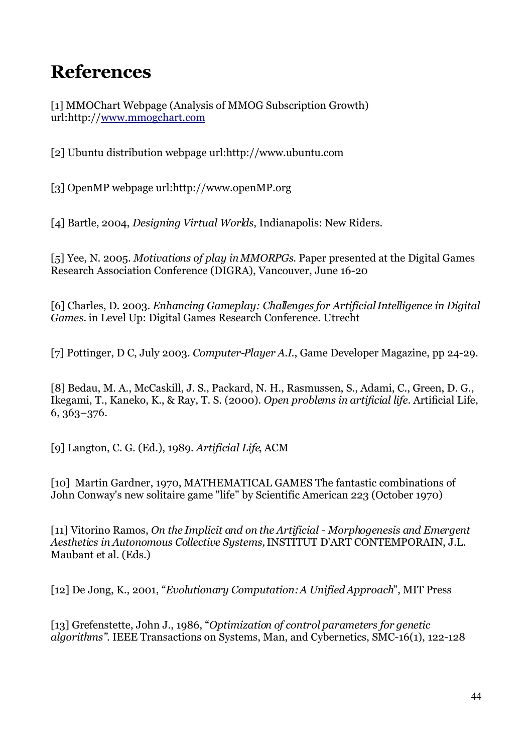# References

[1] MMOChart Webpage (Analysis of MMOG Subscription Growth) url:http://www.mmogchart.com

[2] Ubuntu distribution webpage url:http://www.ubuntu.com

[3] OpenMP webpage url:http://www.openMP.org

[4] Bartle, 2004, *Designing Virtual Worlds*, Indianapolis: New Riders.

[5] Yee, N. 2005. *Motivations of play in MMORPGs.* Paper presented at the Digital Games Research Association Conference (DIGRA), Vancouver, June 16-20

[6] Charles, D. 2003. *Enhancing Gameplay: Challenges for Artificial Intelligence in Digital Games.* in Level Up: Digital Games Research Conference. Utrecht

[7] Pottinger, D C, July 2003. *Computer-Player A.I.*, Game Developer Magazine, pp 24-29.

[8] Bedau, M. A., McCaskill, J. S., Packard, N. H., Rasmussen, S., Adami, C., Green, D. G., Ikegami, T., Kaneko, K., & Ray, T. S. (2000). *Open problems in artificial life*. Artificial Life, 6, 363–376.

[9] Langton, C. G. (Ed.), 1989. *Artificial Life*, ACM

[10] Martin Gardner, 1970, MATHEMATICAL GAMES The fantastic combinations of John Conway's new solitaire game "life" by Scientific American 223 (October 1970)

[11] Vitorino Ramos, *On the Implicit and on the Artificial - Morphogenesis and Emergent Aesthetics in Autonomous Collective Systems,* INSTITUT D'ART CONTEMPORAIN, J.L. Maubant et al. (Eds.)

[12] De Jong, K., 2001, "*Evolutionary Computation: A Unified Approach*", MIT Press

[13] Grefenstette, John J., 1986, "*Optimization of control parameters for genetic algorithms".* IEEE Transactions on Systems, Man, and Cybernetics, SMC-16(1), 122-128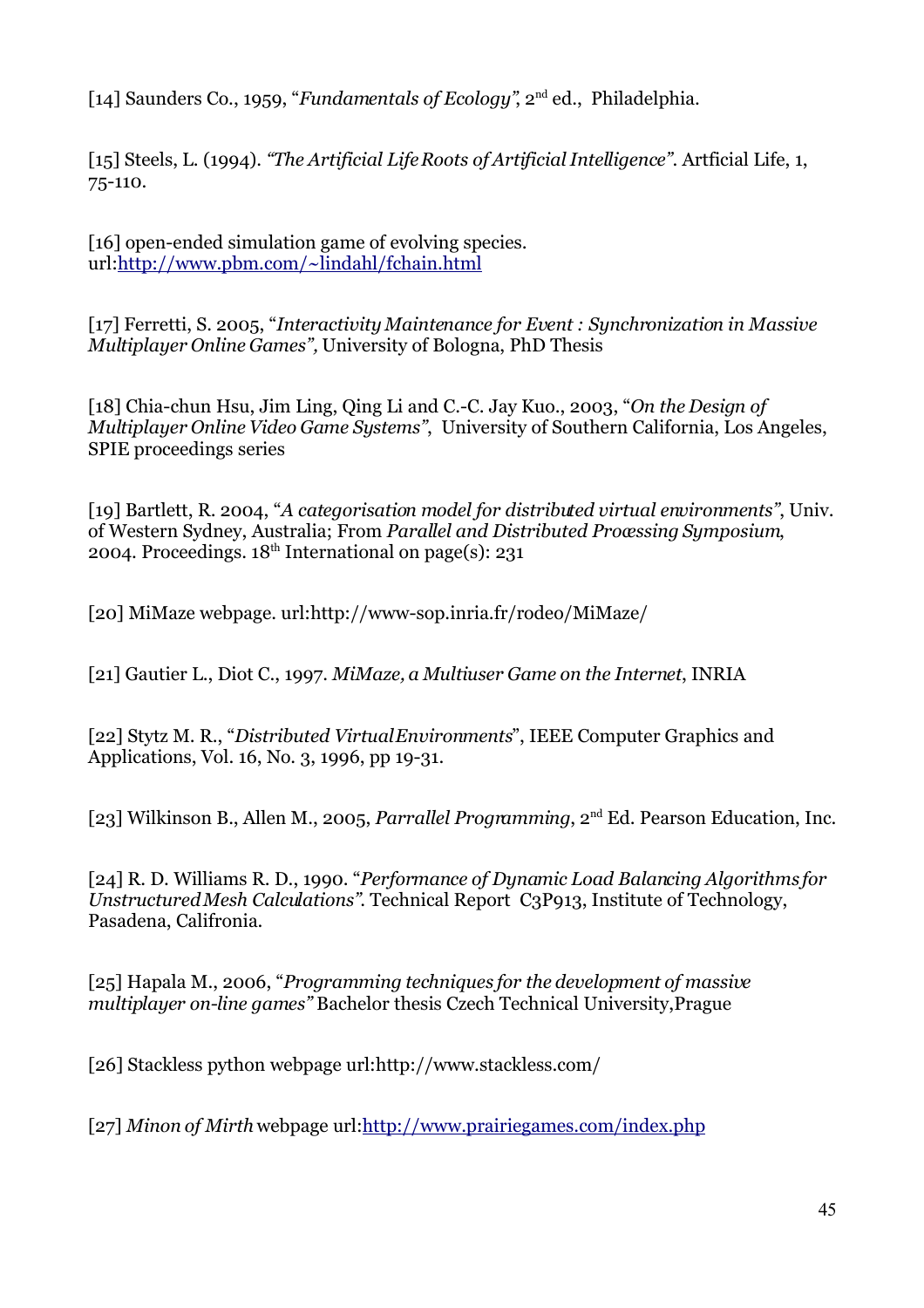[14] Saunders Co., 1959, "*Fundamentals of Ecology*", 2nd ed., Philadelphia.

[15] Steels, L. (1994). *"The Artificial Life Roots of Artificial Intelligence"*. Artficial Life, 1, 75-110.

[16] open-ended simulation game of evolving species. url:http://www.pbm.com/~lindahl/fchain.html

[17] Ferretti, S. 2005, "*Interactivity Maintenance for Event : Synchronization in Massive Multiplayer Online Games"*, University of Bologna, PhD Thesis

[18] Chia-chun Hsu, Jim Ling, Qing Li and C.-C. Jay Kuo., 2003, "*On the Design of Multiplayer Online Video Game Systems"*, University of Southern California, Los Angeles, SPIE proceedings series

[19] Bartlett, R. 2004, "*A categorisation model for distributed virtual environments"*, Univ. of Western Sydney, Australia; From *Parallel and Distributed Processing Symposium*, 2004. Proceedings. 18th International on page(s): 231

[20] MiMaze webpage. url:http://www-sop.inria.fr/rodeo/MiMaze/

[21] Gautier L., Diot C., 1997. *MiMaze, a Multiuser Game on the Internet*, INRIA

[22] Stytz M. R., "*Distributed Virtual Environments*", IEEE Computer Graphics and Applications, Vol. 16, No. 3, 1996, pp 19-31.

[23] Wilkinson B., Allen M., 2005, *Parrallel Programming*, 2nd Ed. Pearson Education, Inc.

[24] R. D. Williams R. D., 1990. "*Performance of Dynamic Load Balancing Algorithms for Unstructured Mesh Calculations"*. Technical Report C3P913, Institute of Technology, Pasadena, Califronia.

[25] Hapala M., 2006, "*Programming techniques for the development of massive multiplayer on-line games"* Bachelor thesis Czech Technical University,Prague

[26] Stackless python webpage url:http://www.stackless.com/

[27] *Minon of Mirth* webpage url:http://www.prairiegames.com/index.php